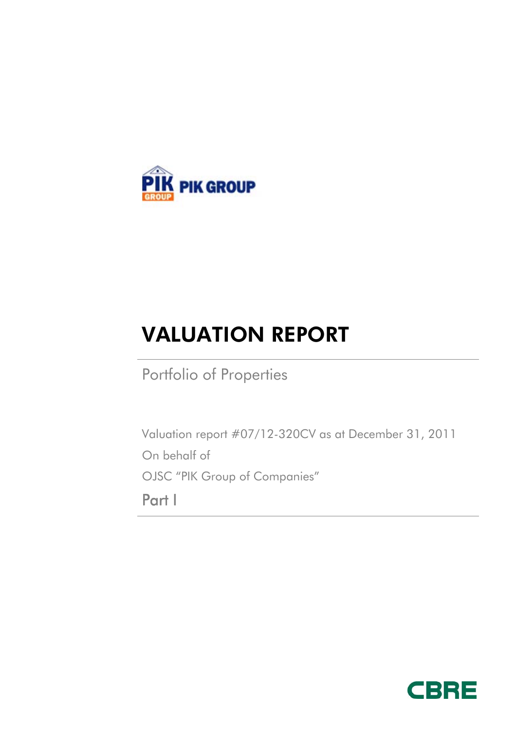PIK GROUP

# VALUATION REPORT

## Portfolio of Properties

Valuation report #07/12-320CV as at December 31, 2011

On behalf of

OJSC "PIK Group of Companies"

Part I

CBRE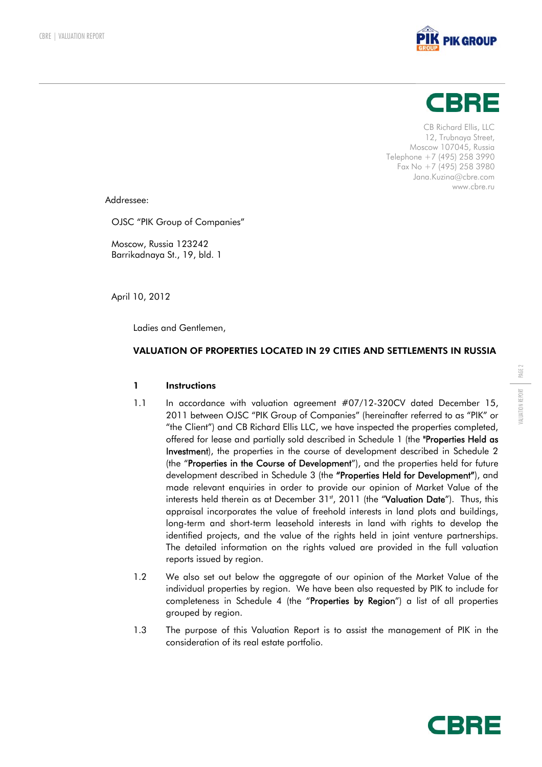CB Richard Ellis, LLC
12, Trubnaya Street,
Moscow 107045, Russia
Telephone +7 (495) 258 3990
Fax No +7 (495) 258 3980
Jana.Kuzina@cbre.com
www.cbre.ru

Addressee:

OJSC "PIK Group of Companies"

Moscow, Russia 123242
Barrikadnaya St., 19, bld. 1

April 10, 2012

Ladies and Gentlemen,

**VALUATION OF PROPERTIES LOCATED IN 29 CITIES AND SETTLEMENTS IN RUSSIA**

## 1 Instructions

1.1 In accordance with valuation agreement #07/12-320CV dated December 15, 2011 between OJSC "PIK Group of Companies" (hereinafter referred to as "PIK" or "the Client") and CB Richard Ellis LLC, we have inspected the properties completed, offered for lease and partially sold described in Schedule 1 (the "**Properties Held as Investment**), the properties in the course of development described in Schedule 2 (the "**Properties in the Course of Development**"), and the properties held for future development described in Schedule 3 (the **"Properties Held for Development"**), and made relevant enquiries in order to provide our opinion of Market Value of the interests held therein as at December 31st, 2011 (the "**Valuation Date**"). Thus, this appraisal incorporates the value of freehold interests in land plots and buildings, long-term and short-term leasehold interests in land with rights to develop the identified projects, and the value of the rights held in joint venture partnerships. The detailed information on the rights valued are provided in the full valuation reports issued by region.

1.2 We also set out below the aggregate of our opinion of the Market Value of the individual properties by region. We have been also requested by PIK to include for completeness in Schedule 4 (the "**Properties by Region**") a list of all properties grouped by region.

1.3 The purpose of this Valuation Report is to assist the management of PIK in the consideration of its real estate portfolio.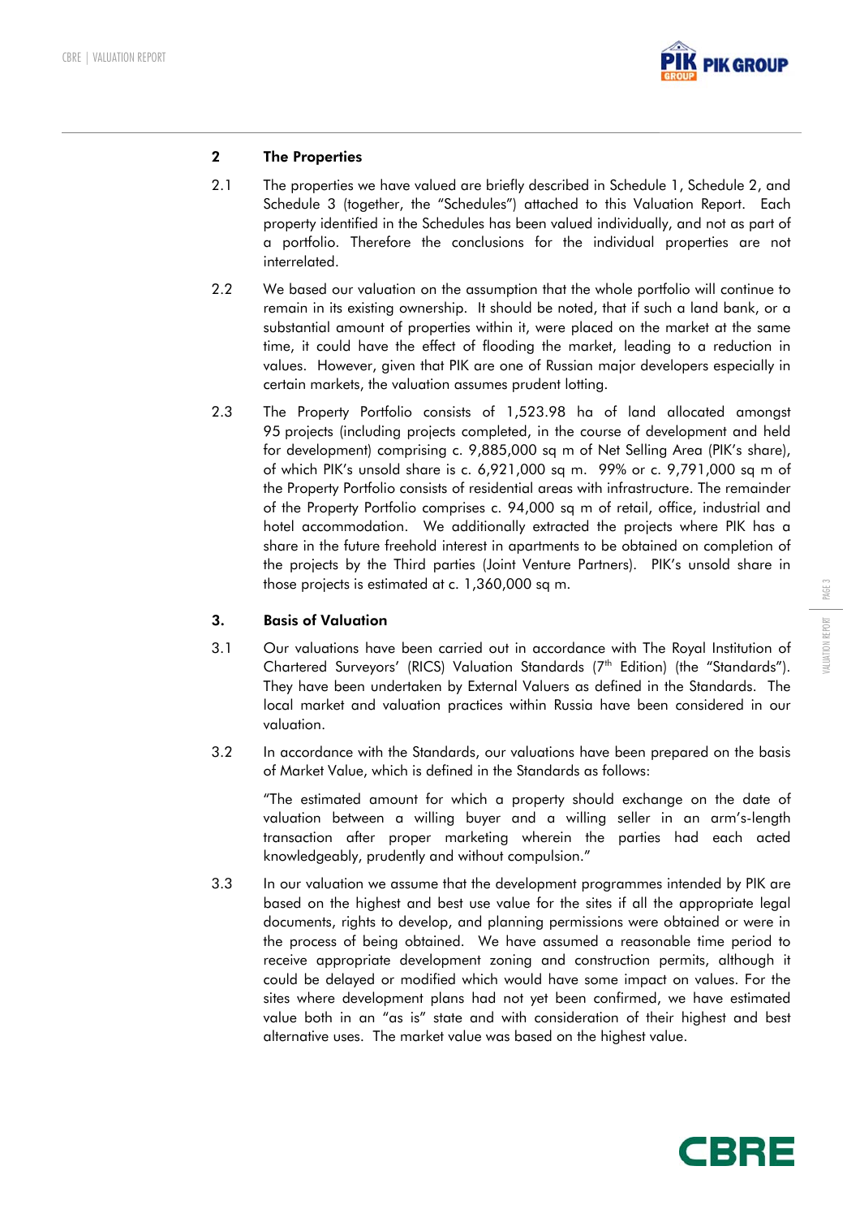## 2 The Properties

2.1 The properties we have valued are briefly described in Schedule 1, Schedule 2, and Schedule 3 (together, the "Schedules") attached to this Valuation Report. Each property identified in the Schedules has been valued individually, and not as part of a portfolio. Therefore the conclusions for the individual properties are not interrelated.

2.2 We based our valuation on the assumption that the whole portfolio will continue to remain in its existing ownership. It should be noted, that if such a land bank, or a substantial amount of properties within it, were placed on the market at the same time, it could have the effect of flooding the market, leading to a reduction in values. However, given that PIK are one of Russian major developers especially in certain markets, the valuation assumes prudent lotting.

2.3 The Property Portfolio consists of 1,523.98 ha of land allocated amongst 95 projects (including projects completed, in the course of development and held for development) comprising c. 9,885,000 sq m of Net Selling Area (PIK's share), of which PIK's unsold share is c. 6,921,000 sq m. 99% or c. 9,791,000 sq m of the Property Portfolio consists of residential areas with infrastructure. The remainder of the Property Portfolio comprises c. 94,000 sq m of retail, office, industrial and hotel accommodation. We additionally extracted the projects where PIK has a share in the future freehold interest in apartments to be obtained on completion of the projects by the Third parties (Joint Venture Partners). PIK's unsold share in those projects is estimated at c. 1,360,000 sq m.

## 3. Basis of Valuation

3.1 Our valuations have been carried out in accordance with The Royal Institution of Chartered Surveyors' (RICS) Valuation Standards (7th Edition) (the "Standards"). They have been undertaken by External Valuers as defined in the Standards. The local market and valuation practices within Russia have been considered in our valuation.

3.2 In accordance with the Standards, our valuations have been prepared on the basis of Market Value, which is defined in the Standards as follows:

"The estimated amount for which a property should exchange on the date of valuation between a willing buyer and a willing seller in an arm's-length transaction after proper marketing wherein the parties had each acted knowledgeably, prudently and without compulsion."

3.3 In our valuation we assume that the development programmes intended by PIK are based on the highest and best use value for the sites if all the appropriate legal documents, rights to develop, and planning permissions were obtained or were in the process of being obtained. We have assumed a reasonable time period to receive appropriate development zoning and construction permits, although it could be delayed or modified which would have some impact on values. For the sites where development plans had not yet been confirmed, we have estimated value both in an "as is" state and with consideration of their highest and best alternative uses. The market value was based on the highest value.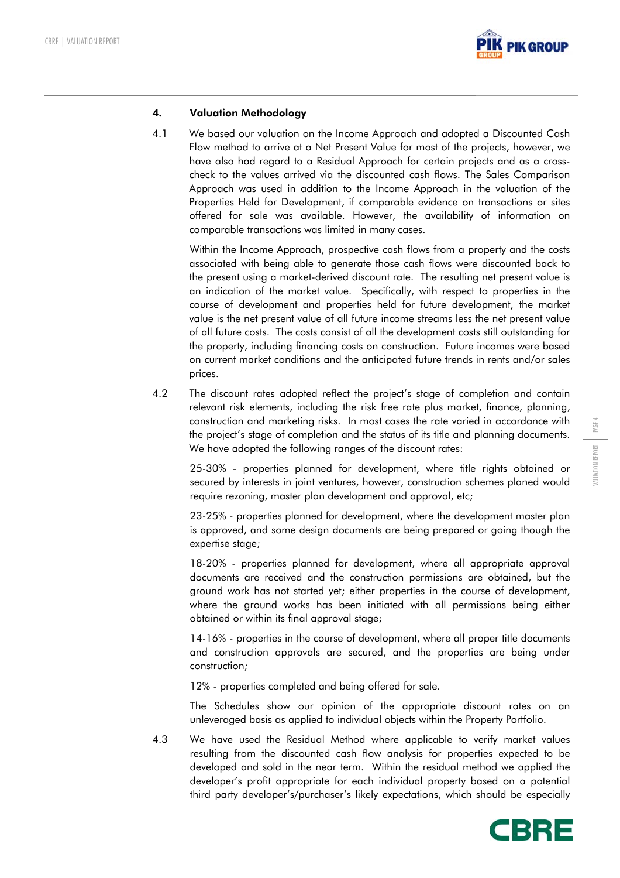## 4. Valuation Methodology

4.1 We based our valuation on the Income Approach and adopted a Discounted Cash Flow method to arrive at a Net Present Value for most of the projects, however, we have also had regard to a Residual Approach for certain projects and as a cross-check to the values arrived via the discounted cash flows. The Sales Comparison Approach was used in addition to the Income Approach in the valuation of the Properties Held for Development, if comparable evidence on transactions or sites offered for sale was available. However, the availability of information on comparable transactions was limited in many cases.

Within the Income Approach, prospective cash flows from a property and the costs associated with being able to generate those cash flows were discounted back to the present using a market-derived discount rate. The resulting net present value is an indication of the market value. Specifically, with respect to properties in the course of development and properties held for future development, the market value is the net present value of all future income streams less the net present value of all future costs. The costs consist of all the development costs still outstanding for the property, including financing costs on construction. Future incomes were based on current market conditions and the anticipated future trends in rents and/or sales prices.

4.2 The discount rates adopted reflect the project's stage of completion and contain relevant risk elements, including the risk free rate plus market, finance, planning, construction and marketing risks. In most cases the rate varied in accordance with the project's stage of completion and the status of its title and planning documents. We have adopted the following ranges of the discount rates:

25-30% - properties planned for development, where title rights obtained or secured by interests in joint ventures, however, construction schemes planed would require rezoning, master plan development and approval, etc;

23-25% - properties planned for development, where the development master plan is approved, and some design documents are being prepared or going though the expertise stage;

18-20% - properties planned for development, where all appropriate approval documents are received and the construction permissions are obtained, but the ground work has not started yet; either properties in the course of development, where the ground works has been initiated with all permissions being either obtained or within its final approval stage;

14-16% - properties in the course of development, where all proper title documents and construction approvals are secured, and the properties are being under construction;

12% - properties completed and being offered for sale.

The Schedules show our opinion of the appropriate discount rates on an unleveraged basis as applied to individual objects within the Property Portfolio.

4.3 We have used the Residual Method where applicable to verify market values resulting from the discounted cash flow analysis for properties expected to be developed and sold in the near term. Within the residual method we applied the developer's profit appropriate for each individual property based on a potential third party developer's/purchaser's likely expectations, which should be especially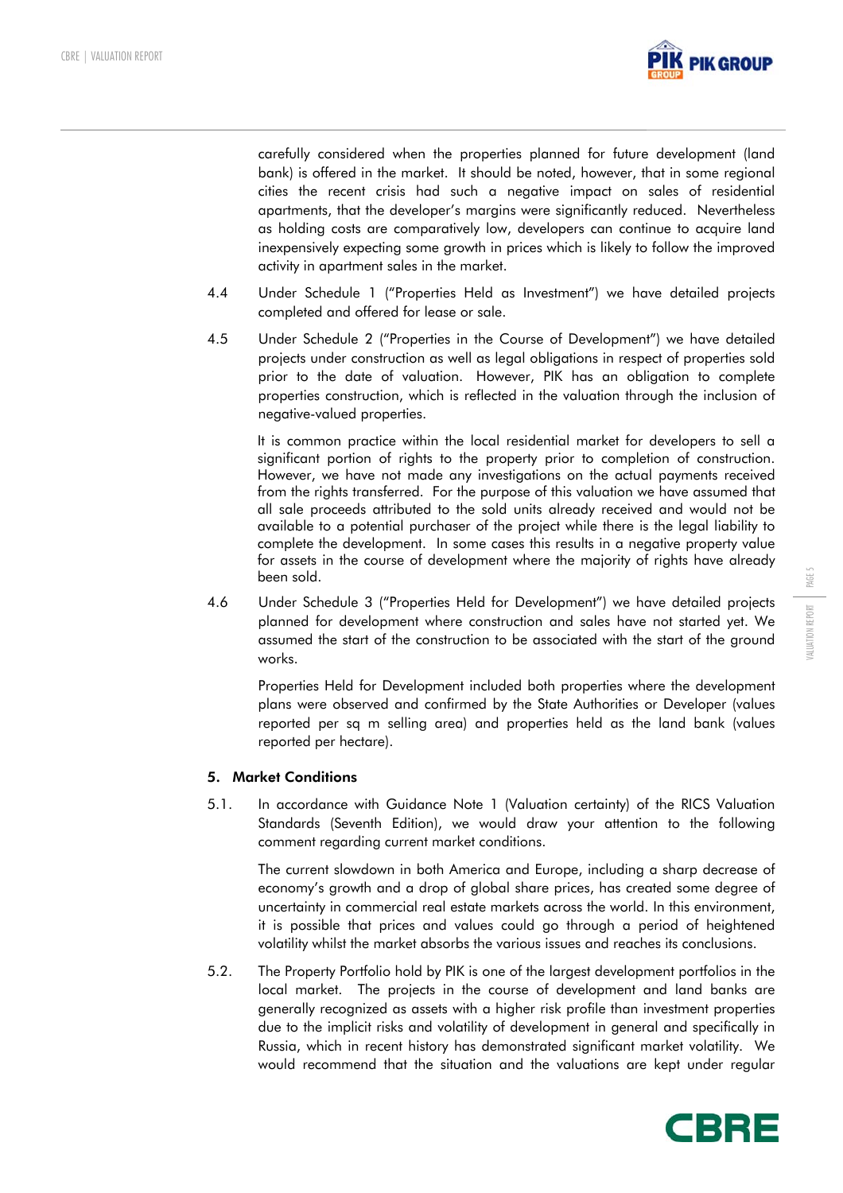carefully considered when the properties planned for future development (land bank) is offered in the market. It should be noted, however, that in some regional cities the recent crisis had such a negative impact on sales of residential apartments, that the developer's margins were significantly reduced. Nevertheless as holding costs are comparatively low, developers can continue to acquire land inexpensively expecting some growth in prices which is likely to follow the improved activity in apartment sales in the market.

4.4 Under Schedule 1 ("Properties Held as Investment") we have detailed projects completed and offered for lease or sale.

4.5 Under Schedule 2 ("Properties in the Course of Development") we have detailed projects under construction as well as legal obligations in respect of properties sold prior to the date of valuation. However, PIK has an obligation to complete properties construction, which is reflected in the valuation through the inclusion of negative-valued properties.

It is common practice within the local residential market for developers to sell a significant portion of rights to the property prior to completion of construction. However, we have not made any investigations on the actual payments received from the rights transferred. For the purpose of this valuation we have assumed that all sale proceeds attributed to the sold units already received and would not be available to a potential purchaser of the project while there is the legal liability to complete the development. In some cases this results in a negative property value for assets in the course of development where the majority of rights have already been sold.

4.6 Under Schedule 3 ("Properties Held for Development") we have detailed projects planned for development where construction and sales have not started yet. We assumed the start of the construction to be associated with the start of the ground works.

Properties Held for Development included both properties where the development plans were observed and confirmed by the State Authorities or Developer (values reported per sq m selling area) and properties held as the land bank (values reported per hectare).

## 5. Market Conditions

5.1. In accordance with Guidance Note 1 (Valuation certainty) of the RICS Valuation Standards (Seventh Edition), we would draw your attention to the following comment regarding current market conditions.

The current slowdown in both America and Europe, including a sharp decrease of economy's growth and a drop of global share prices, has created some degree of uncertainty in commercial real estate markets across the world. In this environment, it is possible that prices and values could go through a period of heightened volatility whilst the market absorbs the various issues and reaches its conclusions.

5.2. The Property Portfolio hold by PIK is one of the largest development portfolios in the local market. The projects in the course of development and land banks are generally recognized as assets with a higher risk profile than investment properties due to the implicit risks and volatility of development in general and specifically in Russia, which in recent history has demonstrated significant market volatility. We would recommend that the situation and the valuations are kept under regular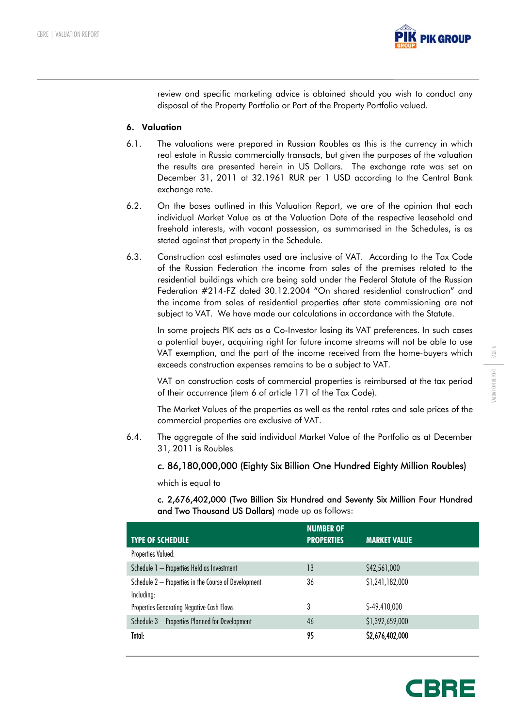review and specific marketing advice is obtained should you wish to conduct any disposal of the Property Portfolio or Part of the Property Portfolio valued.

## 6. Valuation

6.1. The valuations were prepared in Russian Roubles as this is the currency in which real estate in Russia commercially transacts, but given the purposes of the valuation the results are presented herein in US Dollars. The exchange rate was set on December 31, 2011 at 32.1961 RUR per 1 USD according to the Central Bank exchange rate.

6.2. On the bases outlined in this Valuation Report, we are of the opinion that each individual Market Value as at the Valuation Date of the respective leasehold and freehold interests, with vacant possession, as summarised in the Schedules, is as stated against that property in the Schedule.

6.3. Construction cost estimates used are inclusive of VAT. According to the Tax Code of the Russian Federation the income from sales of the premises related to the residential buildings which are being sold under the Federal Statute of the Russian Federation #214-FZ dated 30.12.2004 "On shared residential construction" and the income from sales of residential properties after state commissioning are not subject to VAT. We have made our calculations in accordance with the Statute.

In some projects PIK acts as a Co-Investor losing its VAT preferences. In such cases a potential buyer, acquiring right for future income streams will not be able to use VAT exemption, and the part of the income received from the home-buyers which exceeds construction expenses remains to be a subject to VAT.

VAT on construction costs of commercial properties is reimbursed at the tax period of their occurrence (item 6 of article 171 of the Tax Code).

The Market Values of the properties as well as the rental rates and sale prices of the commercial properties are exclusive of VAT.

6.4. The aggregate of the said individual Market Value of the Portfolio as at December 31, 2011 is Roubles

**c. 86,180,000,000 (Eighty Six Billion One Hundred Eighty Million Roubles)**

which is equal to

**c. 2,676,402,000 (Two Billion Six Hundred and Seventy Six Million Four Hundred and Two Thousand US Dollars)** made up as follows:

| TYPE OF SCHEDULE | NUMBER OF PROPERTIES | MARKET VALUE |
|---|---|---|
| Properties Valued: | | |
| Schedule 1 – Properties Held as Investment | 13 | $42,561,000 |
| Schedule 2 – Properties in the Course of Development | 36 | $1,241,182,000 |
| Including: | | |
| Properties Generating Negative Cash Flows | 3 | $-49,410,000 |
| Schedule 3 – Properties Planned for Development | 46 | $1,392,659,000 |
| **Total:** | **95** | **$2,676,402,000** |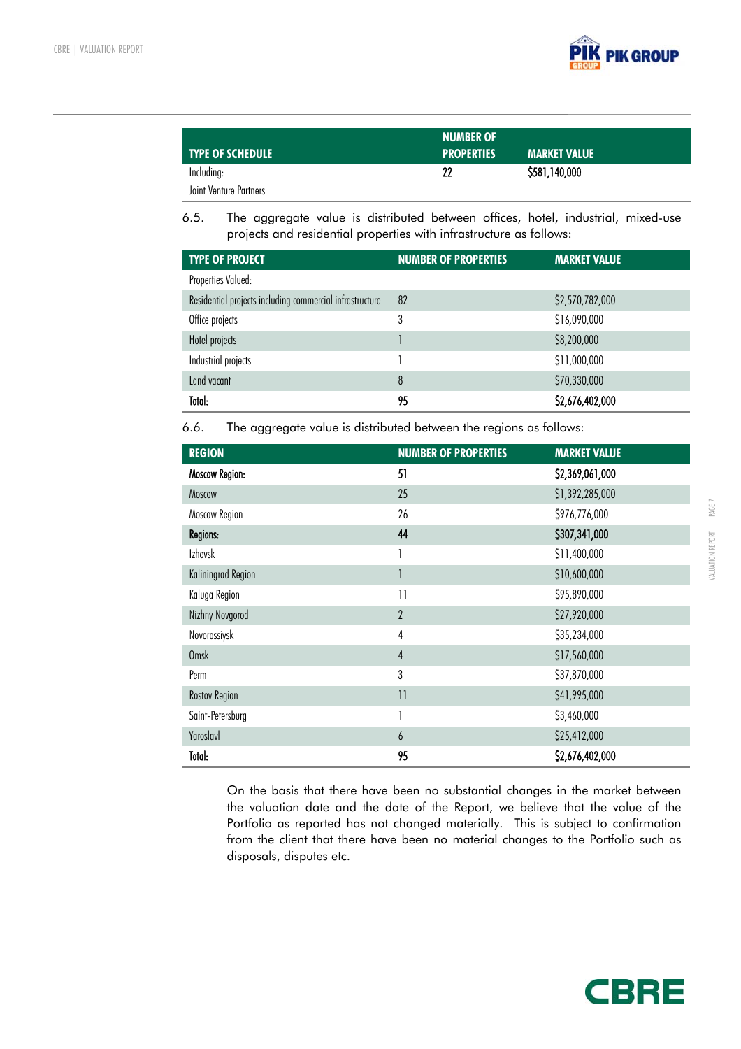| TYPE OF SCHEDULE | NUMBER OF PROPERTIES | MARKET VALUE |
|---|---|---|
| Including: | 22 | $581,140,000 |
| Joint Venture Partners | | |

6.5. The aggregate value is distributed between offices, hotel, industrial, mixed-use projects and residential properties with infrastructure as follows:

| TYPE OF PROJECT | NUMBER OF PROPERTIES | MARKET VALUE |
|---|---|---|
| Properties Valued: | | |
| Residential projects including commercial infrastructure | 82 | $2,570,782,000 |
| Office projects | 3 | $16,090,000 |
| Hotel projects | 1 | $8,200,000 |
| Industrial projects | 1 | $11,000,000 |
| Land vacant | 8 | $70,330,000 |
| **Total:** | **95** | **$2,676,402,000** |

6.6. The aggregate value is distributed between the regions as follows:

| REGION | NUMBER OF PROPERTIES | MARKET VALUE |
|---|---|---|
| **Moscow Region:** | **51** | **$2,369,061,000** |
| Moscow | 25 | $1,392,285,000 |
| Moscow Region | 26 | $976,776,000 |
| **Regions:** | **44** | **$307,341,000** |
| Izhevsk | 1 | $11,400,000 |
| Kaliningrad Region | 1 | $10,600,000 |
| Kaluga Region | 11 | $95,890,000 |
| Nizhny Novgorod | 2 | $27,920,000 |
| Novorossiysk | 4 | $35,234,000 |
| Omsk | 4 | $17,560,000 |
| Perm | 3 | $37,870,000 |
| Rostov Region | 11 | $41,995,000 |
| Saint-Petersburg | 1 | $3,460,000 |
| Yaroslavl | 6 | $25,412,000 |
| **Total:** | **95** | **$2,676,402,000** |

On the basis that there have been no substantial changes in the market between the valuation date and the date of the Report, we believe that the value of the Portfolio as reported has not changed materially. This is subject to confirmation from the client that there have been no material changes to the Portfolio such as disposals, disputes etc.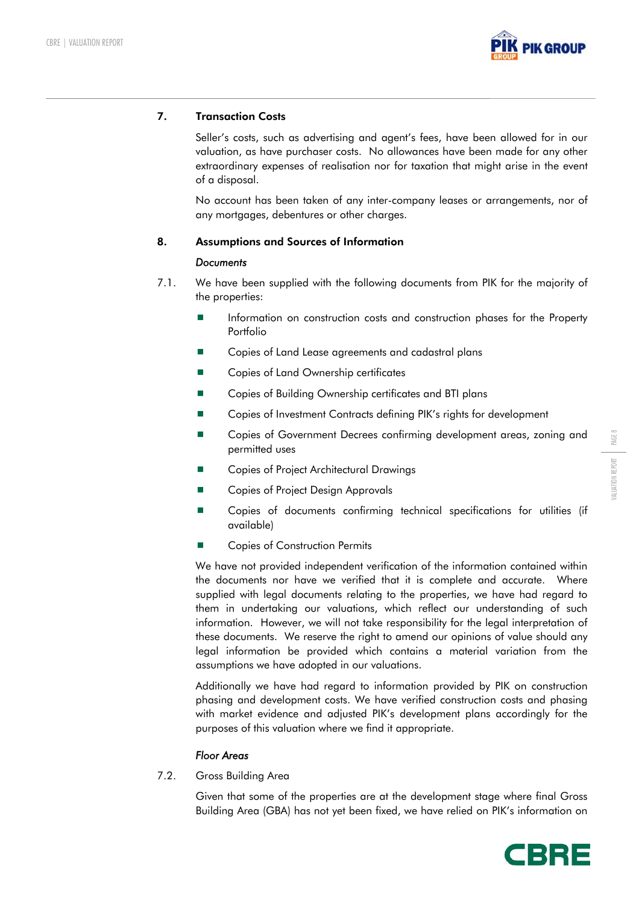## 7. Transaction Costs

Seller's costs, such as advertising and agent's fees, have been allowed for in our valuation, as have purchaser costs. No allowances have been made for any other extraordinary expenses of realisation nor for taxation that might arise in the event of a disposal.

No account has been taken of any inter-company leases or arrangements, nor of any mortgages, debentures or other charges.

## 8. Assumptions and Sources of Information

*Documents*

7.1. We have been supplied with the following documents from PIK for the majority of the properties:

- Information on construction costs and construction phases for the Property Portfolio
- Copies of Land Lease agreements and cadastral plans
- Copies of Land Ownership certificates
- Copies of Building Ownership certificates and BTI plans
- Copies of Investment Contracts defining PIK's rights for development
- Copies of Government Decrees confirming development areas, zoning and permitted uses
- Copies of Project Architectural Drawings
- Copies of Project Design Approvals
- Copies of documents confirming technical specifications for utilities (if available)
- Copies of Construction Permits

We have not provided independent verification of the information contained within the documents nor have we verified that it is complete and accurate. Where supplied with legal documents relating to the properties, we have had regard to them in undertaking our valuations, which reflect our understanding of such information. However, we will not take responsibility for the legal interpretation of these documents. We reserve the right to amend our opinions of value should any legal information be provided which contains a material variation from the assumptions we have adopted in our valuations.

Additionally we have had regard to information provided by PIK on construction phasing and development costs. We have verified construction costs and phasing with market evidence and adjusted PIK's development plans accordingly for the purposes of this valuation where we find it appropriate.

*Floor Areas*

7.2. Gross Building Area

Given that some of the properties are at the development stage where final Gross Building Area (GBA) has not yet been fixed, we have relied on PIK's information on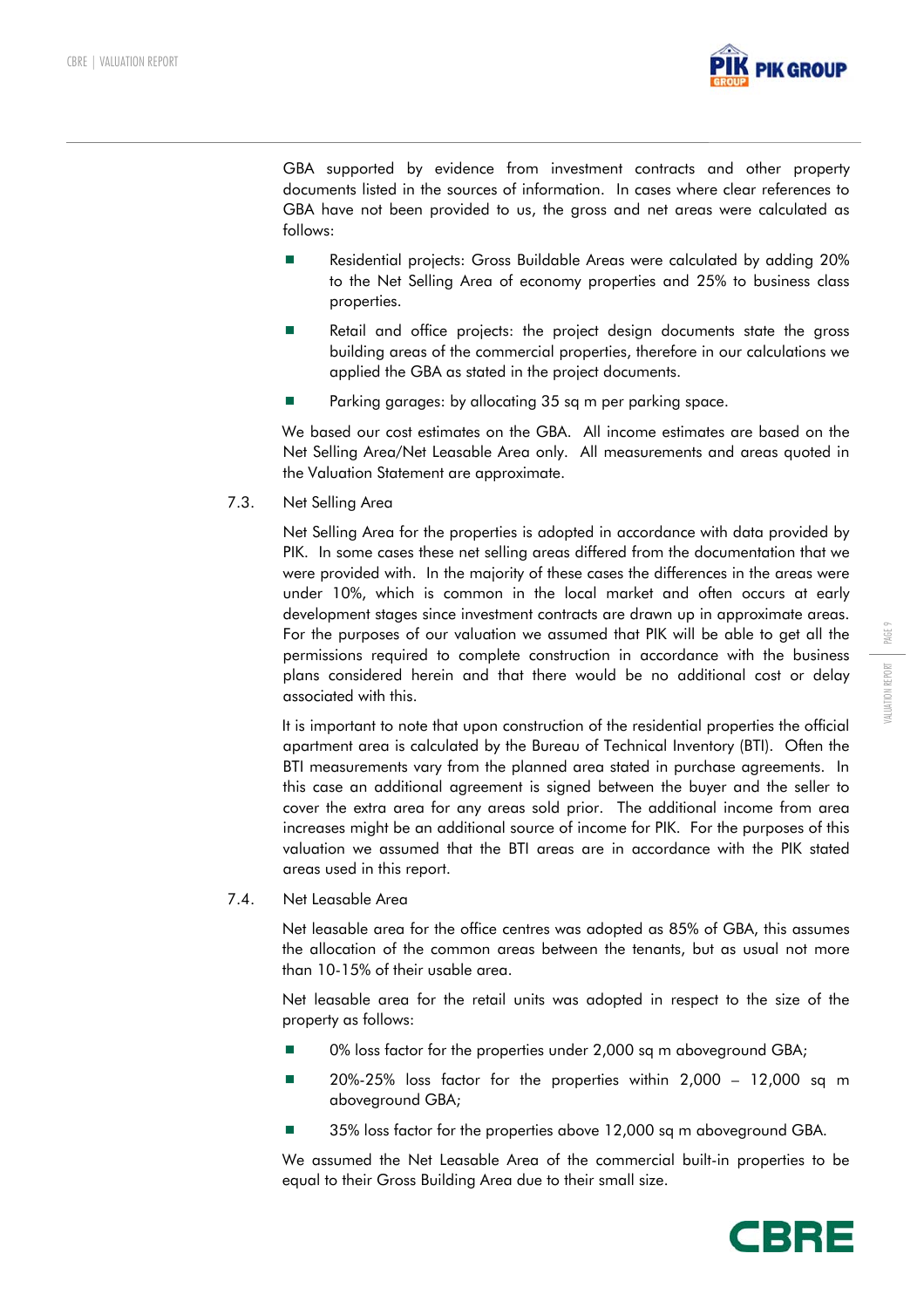GBA supported by evidence from investment contracts and other property documents listed in the sources of information. In cases where clear references to GBA have not been provided to us, the gross and net areas were calculated as follows:

- Residential projects: Gross Buildable Areas were calculated by adding 20% to the Net Selling Area of economy properties and 25% to business class properties.
- Retail and office projects: the project design documents state the gross building areas of the commercial properties, therefore in our calculations we applied the GBA as stated in the project documents.
- Parking garages: by allocating 35 sq m per parking space.

We based our cost estimates on the GBA. All income estimates are based on the Net Selling Area/Net Leasable Area only. All measurements and areas quoted in the Valuation Statement are approximate.

## 7.3. Net Selling Area

Net Selling Area for the properties is adopted in accordance with data provided by PIK. In some cases these net selling areas differed from the documentation that we were provided with. In the majority of these cases the differences in the areas were under 10%, which is common in the local market and often occurs at early development stages since investment contracts are drawn up in approximate areas. For the purposes of our valuation we assumed that PIK will be able to get all the permissions required to complete construction in accordance with the business plans considered herein and that there would be no additional cost or delay associated with this.

It is important to note that upon construction of the residential properties the official apartment area is calculated by the Bureau of Technical Inventory (BTI). Often the BTI measurements vary from the planned area stated in purchase agreements. In this case an additional agreement is signed between the buyer and the seller to cover the extra area for any areas sold prior. The additional income from area increases might be an additional source of income for PIK. For the purposes of this valuation we assumed that the BTI areas are in accordance with the PIK stated areas used in this report.

## 7.4. Net Leasable Area

Net leasable area for the office centres was adopted as 85% of GBA, this assumes the allocation of the common areas between the tenants, but as usual not more than 10-15% of their usable area.

Net leasable area for the retail units was adopted in respect to the size of the property as follows:

- 0% loss factor for the properties under 2,000 sq m aboveground GBA;
- 20%-25% loss factor for the properties within 2,000 – 12,000 sq m aboveground GBA;
- 35% loss factor for the properties above 12,000 sq m aboveground GBA.

We assumed the Net Leasable Area of the commercial built-in properties to be equal to their Gross Building Area due to their small size.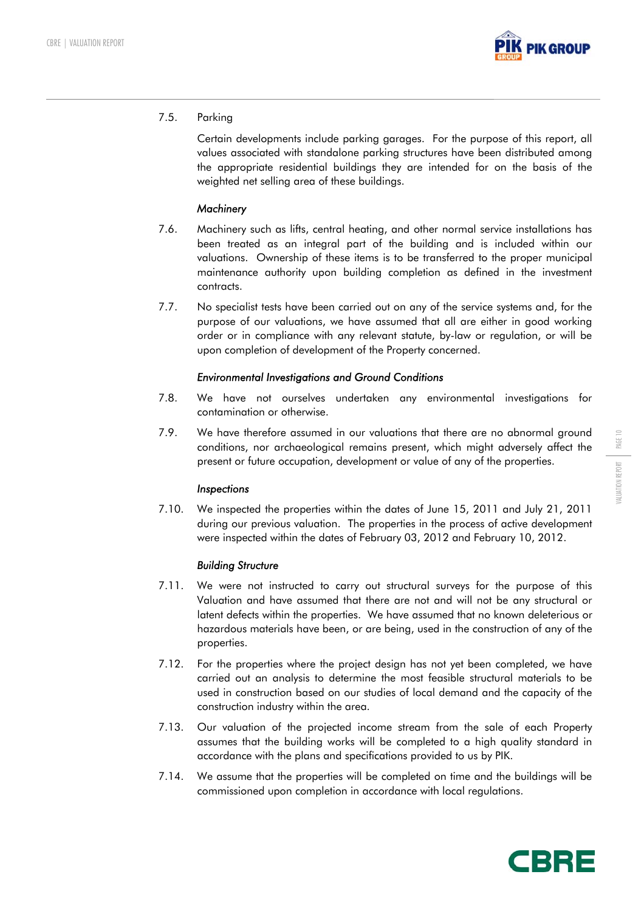7.5. Parking

Certain developments include parking garages. For the purpose of this report, all values associated with standalone parking structures have been distributed among the appropriate residential buildings they are intended for on the basis of the weighted net selling area of these buildings.

*Machinery*

7.6. Machinery such as lifts, central heating, and other normal service installations has been treated as an integral part of the building and is included within our valuations. Ownership of these items is to be transferred to the proper municipal maintenance authority upon building completion as defined in the investment contracts.

7.7. No specialist tests have been carried out on any of the service systems and, for the purpose of our valuations, we have assumed that all are either in good working order or in compliance with any relevant statute, by-law or regulation, or will be upon completion of development of the Property concerned.

*Environmental Investigations and Ground Conditions*

7.8. We have not ourselves undertaken any environmental investigations for contamination or otherwise.

7.9. We have therefore assumed in our valuations that there are no abnormal ground conditions, nor archaeological remains present, which might adversely affect the present or future occupation, development or value of any of the properties.

*Inspections*

7.10. We inspected the properties within the dates of June 15, 2011 and July 21, 2011 during our previous valuation. The properties in the process of active development were inspected within the dates of February 03, 2012 and February 10, 2012.

*Building Structure*

7.11. We were not instructed to carry out structural surveys for the purpose of this Valuation and have assumed that there are not and will not be any structural or latent defects within the properties. We have assumed that no known deleterious or hazardous materials have been, or are being, used in the construction of any of the properties.

7.12. For the properties where the project design has not yet been completed, we have carried out an analysis to determine the most feasible structural materials to be used in construction based on our studies of local demand and the capacity of the construction industry within the area.

7.13. Our valuation of the projected income stream from the sale of each Property assumes that the building works will be completed to a high quality standard in accordance with the plans and specifications provided to us by PIK.

7.14. We assume that the properties will be completed on time and the buildings will be commissioned upon completion in accordance with local regulations.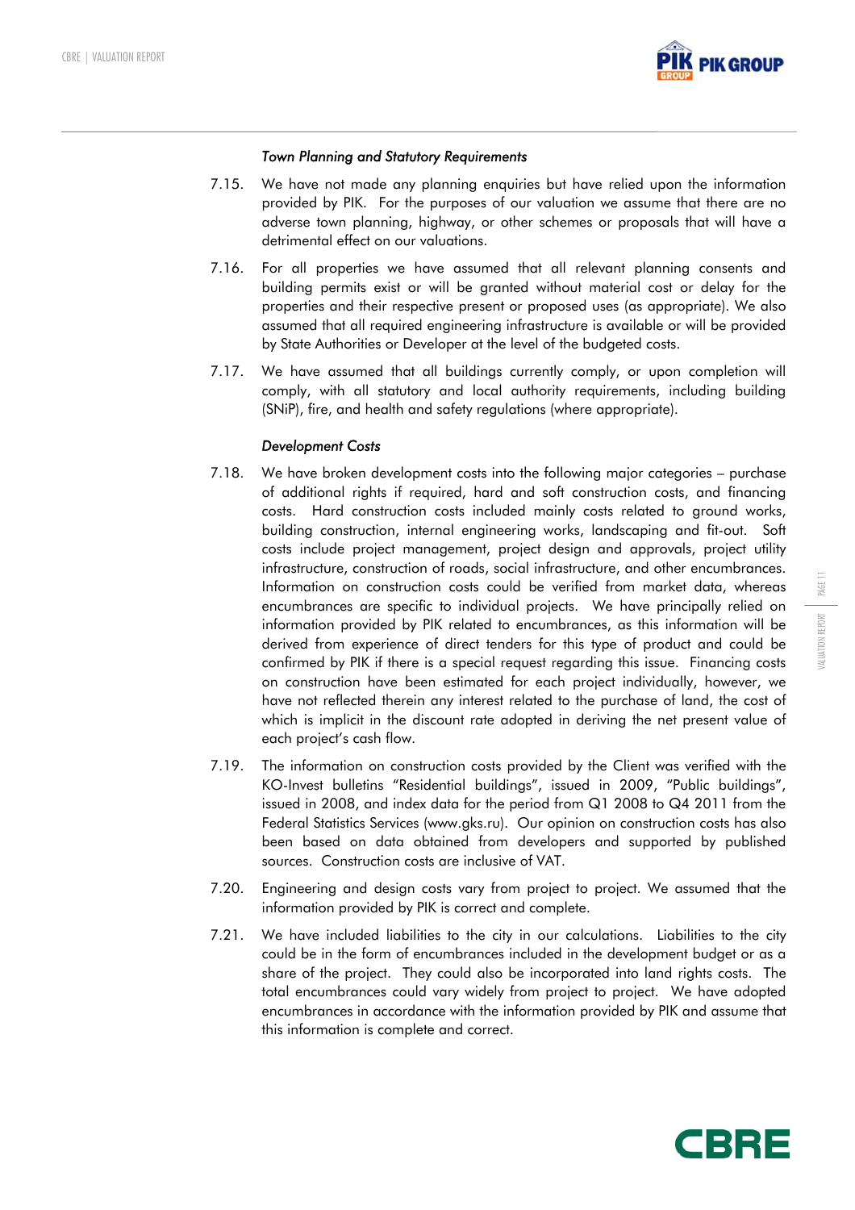*Town Planning and Statutory Requirements*

7.15. We have not made any planning enquiries but have relied upon the information provided by PIK. For the purposes of our valuation we assume that there are no adverse town planning, highway, or other schemes or proposals that will have a detrimental effect on our valuations.

7.16. For all properties we have assumed that all relevant planning consents and building permits exist or will be granted without material cost or delay for the properties and their respective present or proposed uses (as appropriate). We also assumed that all required engineering infrastructure is available or will be provided by State Authorities or Developer at the level of the budgeted costs.

7.17. We have assumed that all buildings currently comply, or upon completion will comply, with all statutory and local authority requirements, including building (SNiP), fire, and health and safety regulations (where appropriate).

*Development Costs*

7.18. We have broken development costs into the following major categories – purchase of additional rights if required, hard and soft construction costs, and financing costs. Hard construction costs included mainly costs related to ground works, building construction, internal engineering works, landscaping and fit-out. Soft costs include project management, project design and approvals, project utility infrastructure, construction of roads, social infrastructure, and other encumbrances. Information on construction costs could be verified from market data, whereas encumbrances are specific to individual projects. We have principally relied on information provided by PIK related to encumbrances, as this information will be derived from experience of direct tenders for this type of product and could be confirmed by PIK if there is a special request regarding this issue. Financing costs on construction have been estimated for each project individually, however, we have not reflected therein any interest related to the purchase of land, the cost of which is implicit in the discount rate adopted in deriving the net present value of each project's cash flow.

7.19. The information on construction costs provided by the Client was verified with the KO-Invest bulletins "Residential buildings", issued in 2009, "Public buildings", issued in 2008, and index data for the period from Q1 2008 to Q4 2011 from the Federal Statistics Services (www.gks.ru). Our opinion on construction costs has also been based on data obtained from developers and supported by published sources. Construction costs are inclusive of VAT.

7.20. Engineering and design costs vary from project to project. We assumed that the information provided by PIK is correct and complete.

7.21. We have included liabilities to the city in our calculations. Liabilities to the city could be in the form of encumbrances included in the development budget or as a share of the project. They could also be incorporated into land rights costs. The total encumbrances could vary widely from project to project. We have adopted encumbrances in accordance with the information provided by PIK and assume that this information is complete and correct.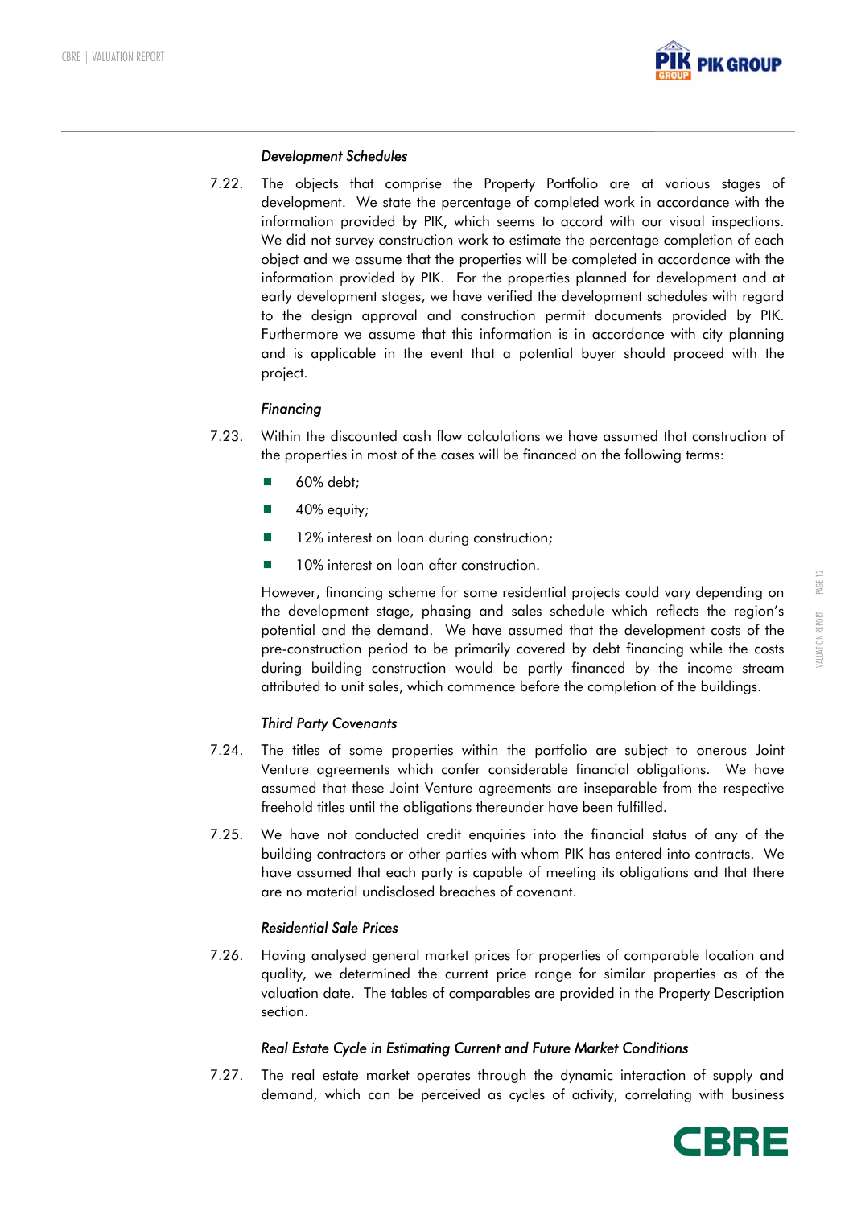*Development Schedules*

7.22. The objects that comprise the Property Portfolio are at various stages of development. We state the percentage of completed work in accordance with the information provided by PIK, which seems to accord with our visual inspections. We did not survey construction work to estimate the percentage completion of each object and we assume that the properties will be completed in accordance with the information provided by PIK. For the properties planned for development and at early development stages, we have verified the development schedules with regard to the design approval and construction permit documents provided by PIK. Furthermore we assume that this information is in accordance with city planning and is applicable in the event that a potential buyer should proceed with the project.

*Financing*

7.23. Within the discounted cash flow calculations we have assumed that construction of the properties in most of the cases will be financed on the following terms:

- 60% debt;
- 40% equity;
- 12% interest on loan during construction;
- 10% interest on loan after construction.

However, financing scheme for some residential projects could vary depending on the development stage, phasing and sales schedule which reflects the region's potential and the demand. We have assumed that the development costs of the pre-construction period to be primarily covered by debt financing while the costs during building construction would be partly financed by the income stream attributed to unit sales, which commence before the completion of the buildings.

*Third Party Covenants*

7.24. The titles of some properties within the portfolio are subject to onerous Joint Venture agreements which confer considerable financial obligations. We have assumed that these Joint Venture agreements are inseparable from the respective freehold titles until the obligations thereunder have been fulfilled.

7.25. We have not conducted credit enquiries into the financial status of any of the building contractors or other parties with whom PIK has entered into contracts. We have assumed that each party is capable of meeting its obligations and that there are no material undisclosed breaches of covenant.

*Residential Sale Prices*

7.26. Having analysed general market prices for properties of comparable location and quality, we determined the current price range for similar properties as of the valuation date. The tables of comparables are provided in the Property Description section.

*Real Estate Cycle in Estimating Current and Future Market Conditions*

7.27. The real estate market operates through the dynamic interaction of supply and demand, which can be perceived as cycles of activity, correlating with business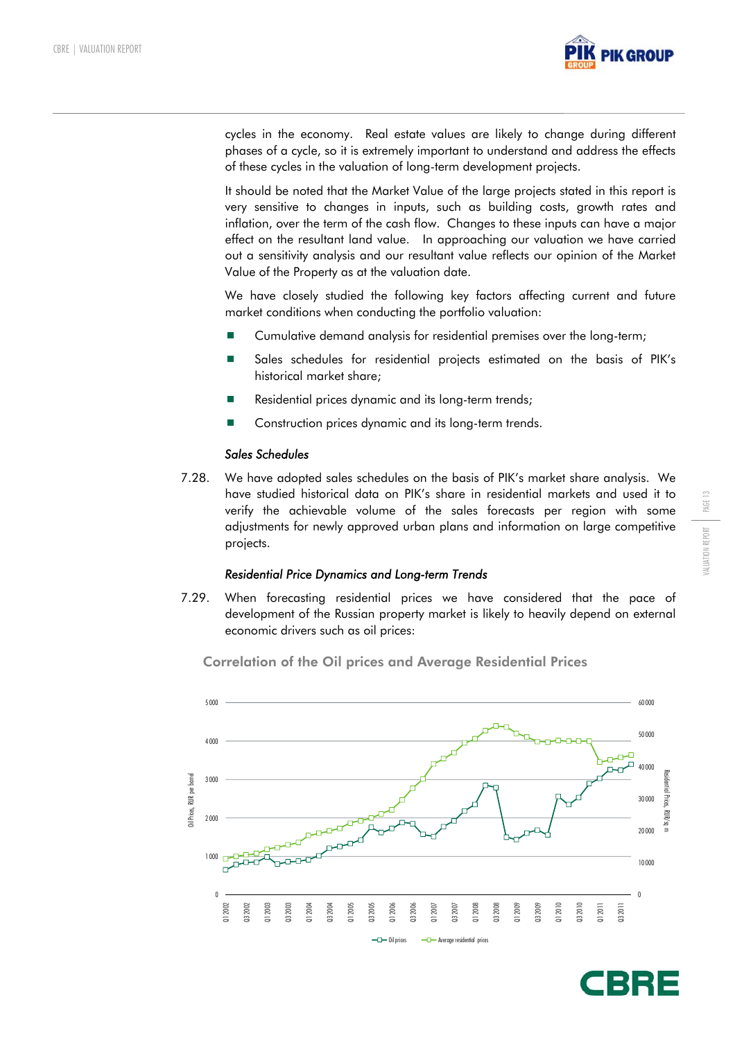cycles in the economy. Real estate values are likely to change during different phases of a cycle, so it is extremely important to understand and address the effects of these cycles in the valuation of long-term development projects.

It should be noted that the Market Value of the large projects stated in this report is very sensitive to changes in inputs, such as building costs, growth rates and inflation, over the term of the cash flow. Changes to these inputs can have a major effect on the resultant land value. In approaching our valuation we have carried out a sensitivity analysis and our resultant value reflects our opinion of the Market Value of the Property as at the valuation date.

We have closely studied the following key factors affecting current and future market conditions when conducting the portfolio valuation:

- Cumulative demand analysis for residential premises over the long-term;
- Sales schedules for residential projects estimated on the basis of PIK's historical market share;
- Residential prices dynamic and its long-term trends;
- Construction prices dynamic and its long-term trends.

### *Sales Schedules*

7.28. We have adopted sales schedules on the basis of PIK's market share analysis. We have studied historical data on PIK's share in residential markets and used it to verify the achievable volume of the sales forecasts per region with some adjustments for newly approved urban plans and information on large competitive projects.

### *Residential Price Dynamics and Long-term Trends*

7.29. When forecasting residential prices we have considered that the pace of development of the Russian property market is likely to heavily depend on external economic drivers such as oil prices:

**Correlation of the Oil prices and Average Residential Prices**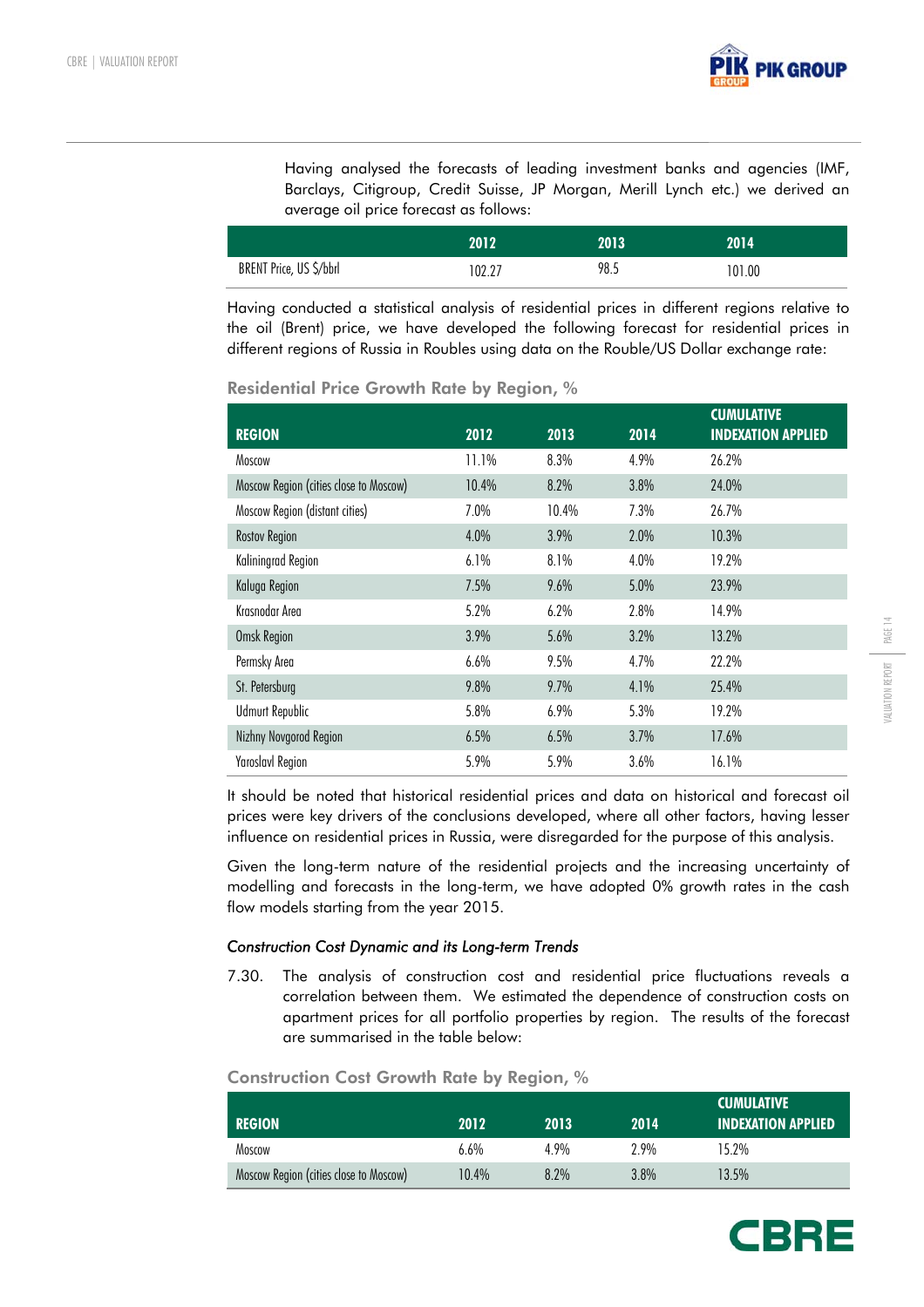Having analysed the forecasts of leading investment banks and agencies (IMF, Barclays, Citigroup, Credit Suisse, JP Morgan, Merill Lynch etc.) we derived an average oil price forecast as follows:

| | 2012 | 2013 | 2014 |
|---|---|---|---|
| BRENT Price, US $/bbrl | 102.27 | 98.5 | 101.00 |

Having conducted a statistical analysis of residential prices in different regions relative to the oil (Brent) price, we have developed the following forecast for residential prices in different regions of Russia in Roubles using data on the Rouble/US Dollar exchange rate:

**Residential Price Growth Rate by Region, %**

| REGION | 2012 | 2013 | 2014 | CUMULATIVE INDEXATION APPLIED |
|---|---|---|---|---|
| Moscow | 11.1% | 8.3% | 4.9% | 26.2% |
| Moscow Region (cities close to Moscow) | 10.4% | 8.2% | 3.8% | 24.0% |
| Moscow Region (distant cities) | 7.0% | 10.4% | 7.3% | 26.7% |
| Rostov Region | 4.0% | 3.9% | 2.0% | 10.3% |
| Kaliningrad Region | 6.1% | 8.1% | 4.0% | 19.2% |
| Kaluga Region | 7.5% | 9.6% | 5.0% | 23.9% |
| Krasnodar Area | 5.2% | 6.2% | 2.8% | 14.9% |
| Omsk Region | 3.9% | 5.6% | 3.2% | 13.2% |
| Permsky Area | 6.6% | 9.5% | 4.7% | 22.2% |
| St. Petersburg | 9.8% | 9.7% | 4.1% | 25.4% |
| Udmurt Republic | 5.8% | 6.9% | 5.3% | 19.2% |
| Nizhny Novgorod Region | 6.5% | 6.5% | 3.7% | 17.6% |
| Yaroslavl Region | 5.9% | 5.9% | 3.6% | 16.1% |

It should be noted that historical residential prices and data on historical and forecast oil prices were key drivers of the conclusions developed, where all other factors, having lesser influence on residential prices in Russia, were disregarded for the purpose of this analysis.

Given the long-term nature of the residential projects and the increasing uncertainty of modelling and forecasts in the long-term, we have adopted 0% growth rates in the cash flow models starting from the year 2015.

*Construction Cost Dynamic and its Long-term Trends*

7.30. The analysis of construction cost and residential price fluctuations reveals a correlation between them. We estimated the dependence of construction costs on apartment prices for all portfolio properties by region. The results of the forecast are summarised in the table below:

**Construction Cost Growth Rate by Region, %**

| REGION | 2012 | 2013 | 2014 | CUMULATIVE INDEXATION APPLIED |
|---|---|---|---|---|
| Moscow | 6.6% | 4.9% | 2.9% | 15.2% |
| Moscow Region (cities close to Moscow) | 10.4% | 8.2% | 3.8% | 13.5% |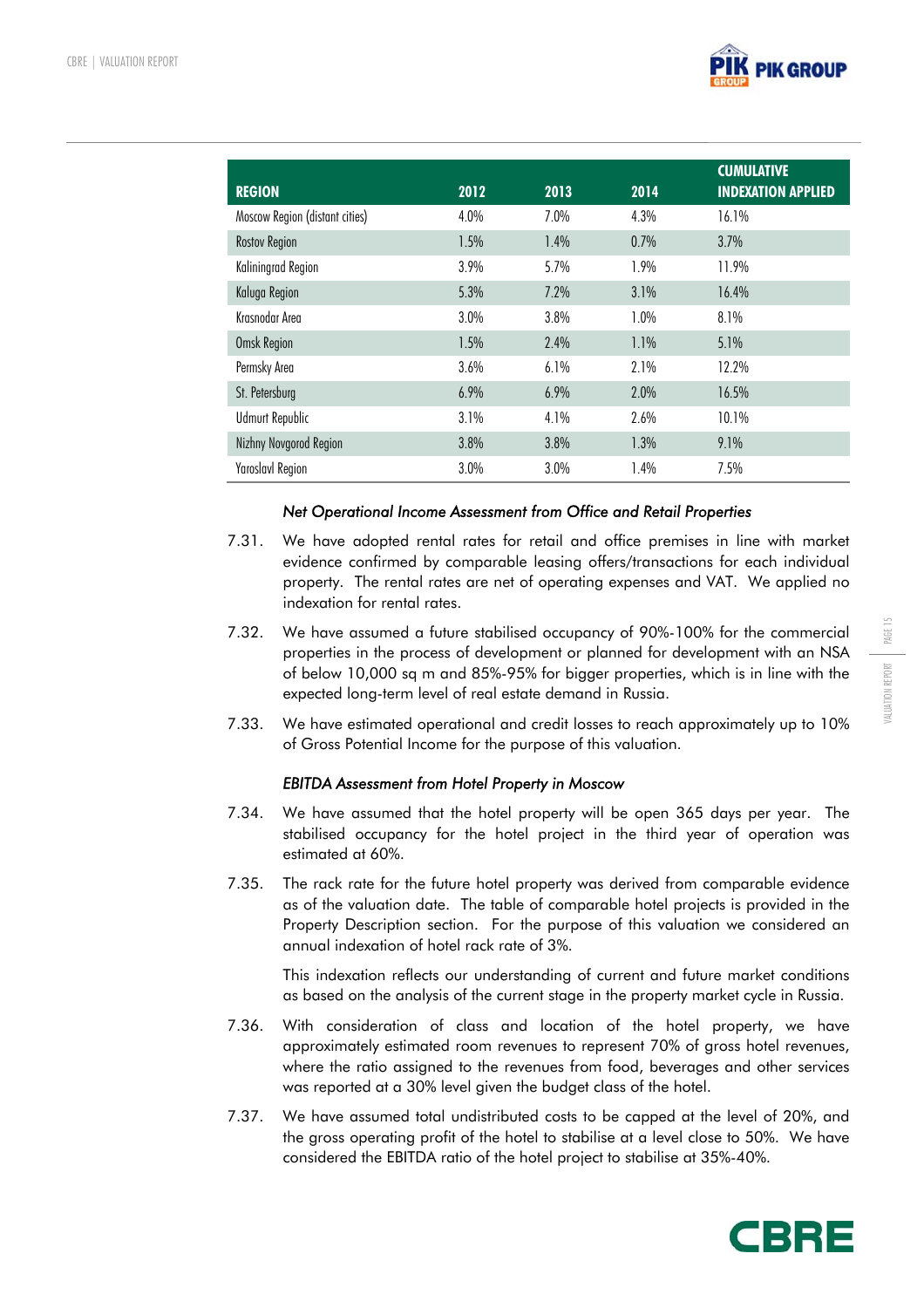| REGION | 2012 | 2013 | 2014 | CUMULATIVE INDEXATION APPLIED |
|---|---|---|---|---|
| Moscow Region (distant cities) | 4.0% | 7.0% | 4.3% | 16.1% |
| Rostov Region | 1.5% | 1.4% | 0.7% | 3.7% |
| Kaliningrad Region | 3.9% | 5.7% | 1.9% | 11.9% |
| Kaluga Region | 5.3% | 7.2% | 3.1% | 16.4% |
| Krasnodar Area | 3.0% | 3.8% | 1.0% | 8.1% |
| Omsk Region | 1.5% | 2.4% | 1.1% | 5.1% |
| Permsky Area | 3.6% | 6.1% | 2.1% | 12.2% |
| St. Petersburg | 6.9% | 6.9% | 2.0% | 16.5% |
| Udmurt Republic | 3.1% | 4.1% | 2.6% | 10.1% |
| Nizhny Novgorod Region | 3.8% | 3.8% | 1.3% | 9.1% |
| Yaroslavl Region | 3.0% | 3.0% | 1.4% | 7.5% |

*Net Operational Income Assessment from Office and Retail Properties*

7.31. We have adopted rental rates for retail and office premises in line with market evidence confirmed by comparable leasing offers/transactions for each individual property. The rental rates are net of operating expenses and VAT. We applied no indexation for rental rates.

7.32. We have assumed a future stabilised occupancy of 90%-100% for the commercial properties in the process of development or planned for development with an NSA of below 10,000 sq m and 85%-95% for bigger properties, which is in line with the expected long-term level of real estate demand in Russia.

7.33. We have estimated operational and credit losses to reach approximately up to 10% of Gross Potential Income for the purpose of this valuation.

*EBITDA Assessment from Hotel Property in Moscow*

7.34. We have assumed that the hotel property will be open 365 days per year. The stabilised occupancy for the hotel project in the third year of operation was estimated at 60%.

7.35. The rack rate for the future hotel property was derived from comparable evidence as of the valuation date. The table of comparable hotel projects is provided in the Property Description section. For the purpose of this valuation we considered an annual indexation of hotel rack rate of 3%.

This indexation reflects our understanding of current and future market conditions as based on the analysis of the current stage in the property market cycle in Russia.

7.36. With consideration of class and location of the hotel property, we have approximately estimated room revenues to represent 70% of gross hotel revenues, where the ratio assigned to the revenues from food, beverages and other services was reported at a 30% level given the budget class of the hotel.

7.37. We have assumed total undistributed costs to be capped at the level of 20%, and the gross operating profit of the hotel to stabilise at a level close to 50%. We have considered the EBITDA ratio of the hotel project to stabilise at 35%-40%.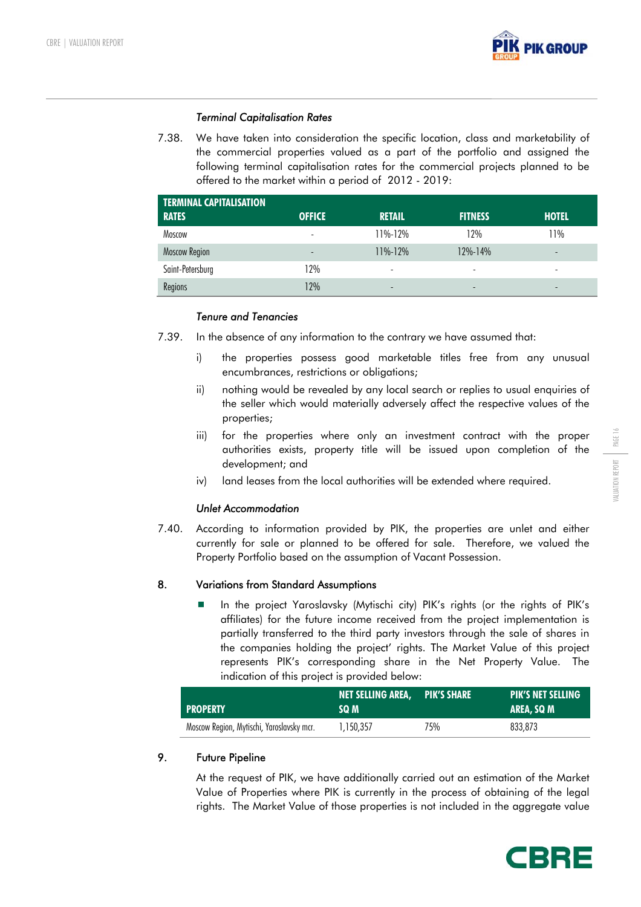*Terminal Capitalisation Rates*

7.38. We have taken into consideration the specific location, class and marketability of the commercial properties valued as a part of the portfolio and assigned the following terminal capitalisation rates for the commercial projects planned to be offered to the market within a period of 2012 - 2019:

| TERMINAL CAPITALISATION RATES | OFFICE | RETAIL | FITNESS | HOTEL |
|---|---|---|---|---|
| Moscow | - | 11%-12% | 12% | 11% |
| Moscow Region | - | 11%-12% | 12%-14% | - |
| Saint-Petersburg | 12% | - | - | - |
| Regions | 12% | - | - | - |

*Tenure and Tenancies*

7.39. In the absence of any information to the contrary we have assumed that:

i) the properties possess good marketable titles free from any unusual encumbrances, restrictions or obligations;

ii) nothing would be revealed by any local search or replies to usual enquiries of the seller which would materially adversely affect the respective values of the properties;

iii) for the properties where only an investment contract with the proper authorities exists, property title will be issued upon completion of the development; and

iv) land leases from the local authorities will be extended where required.

*Unlet Accommodation*

7.40. According to information provided by PIK, the properties are unlet and either currently for sale or planned to be offered for sale. Therefore, we valued the Property Portfolio based on the assumption of Vacant Possession.

## 8. Variations from Standard Assumptions

- In the project Yaroslavsky (Mytischi city) PIK's rights (or the rights of PIK's affiliates) for the future income received from the project implementation is partially transferred to the third party investors through the sale of shares in the companies holding the project' rights. The Market Value of this project represents PIK's corresponding share in the Net Property Value. The indication of this project is provided below:

| PROPERTY | NET SELLING AREA, SQ M | PIK'S SHARE | PIK'S NET SELLING AREA, SQ M |
|---|---|---|---|
| Moscow Region, Mytischi, Yaroslavsky mcr. | 1,150,357 | 75% | 833,873 |

## 9. Future Pipeline

At the request of PIK, we have additionally carried out an estimation of the Market Value of Properties where PIK is currently in the process of obtaining of the legal rights. The Market Value of those properties is not included in the aggregate value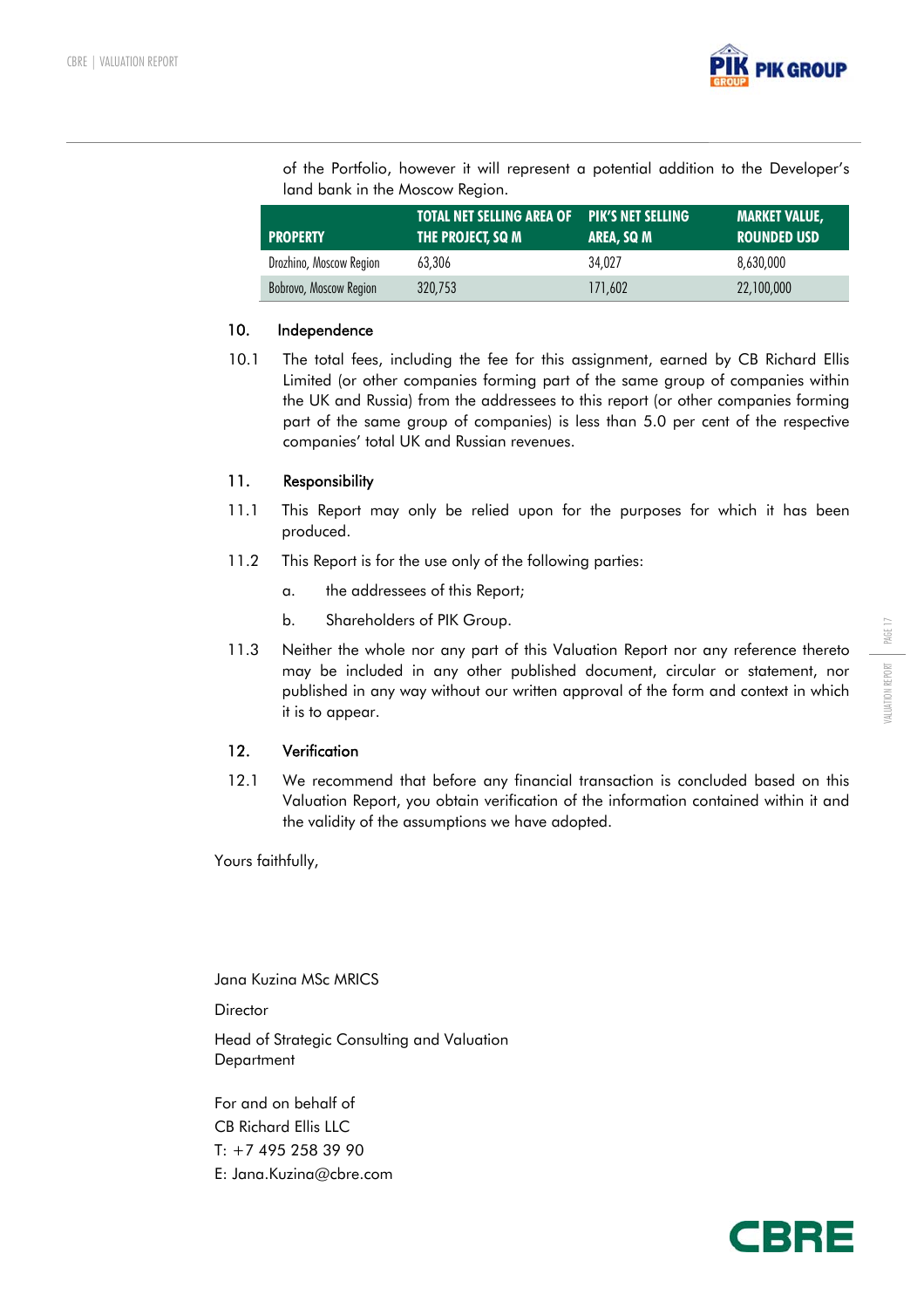of the Portfolio, however it will represent a potential addition to the Developer's land bank in the Moscow Region.

| PROPERTY | TOTAL NET SELLING AREA OF THE PROJECT, SQ M | PIK'S NET SELLING AREA, SQ M | MARKET VALUE, ROUNDED USD |
|---|---|---|---|
| Drozhino, Moscow Region | 63,306 | 34,027 | 8,630,000 |
| Bobrovo, Moscow Region | 320,753 | 171,602 | 22,100,000 |

## 10. Independence

10.1 The total fees, including the fee for this assignment, earned by CB Richard Ellis Limited (or other companies forming part of the same group of companies within the UK and Russia) from the addressees to this report (or other companies forming part of the same group of companies) is less than 5.0 per cent of the respective companies' total UK and Russian revenues.

## 11. Responsibility

11.1 This Report may only be relied upon for the purposes for which it has been produced.

11.2 This Report is for the use only of the following parties:

a. the addressees of this Report;

b. Shareholders of PIK Group.

11.3 Neither the whole nor any part of this Valuation Report nor any reference thereto may be included in any other published document, circular or statement, nor published in any way without our written approval of the form and context in which it is to appear.

## 12. Verification

12.1 We recommend that before any financial transaction is concluded based on this Valuation Report, you obtain verification of the information contained within it and the validity of the assumptions we have adopted.

Yours faithfully,

Jana Kuzina MSc MRICS

Director

Head of Strategic Consulting and Valuation Department

For and on behalf of
CB Richard Ellis LLC
T: +7 495 258 39 90
E: Jana.Kuzina@cbre.com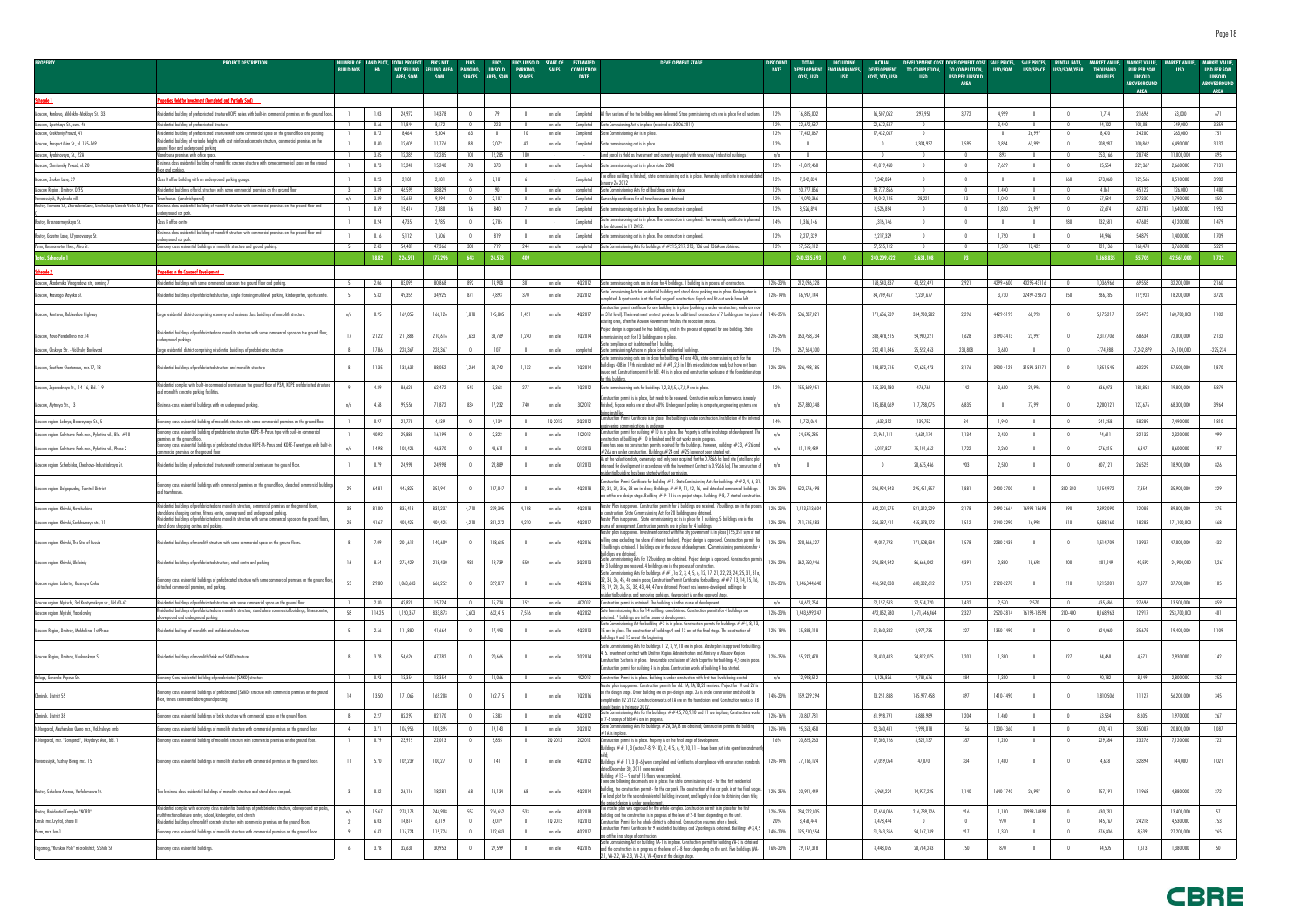| PROPERTY | PROJECT DESCRIPTION | NUMBER OF BUILDINGS | LAND PLOT, HA | TOTAL PROJECT AREA, SQM | PIK'S NET SELLING AREA, SQM | PIK'S PARKING SPACES | PIK'S UNSOLD AREA, SQM | PIK'S UNSOLD PARKING SPACES | START OF SALES | ESTIMATED COMPLETION DATE | DEVELOPMENT STAGE | DISCOUNT RATE | TOTAL DEVELOPMENT COST, USD | INCLUDING ENCUMBRANCES, USD | ACTUAL DEVELOPMENT COST, YTD, USD | DEVELOPMENT COST TO COMPLETION, USD | DEVELOPMENT COST TO COMPLETION, USD PER UNSOLD AREA | SALE PRICES, USD/SQM | SALE PRICES, USD/SPACE | RENTAL RATE, USD/SQM/YEAR | MARKET VALUE, THOUSAND ROUBLES | MARKET VALUE, RUB PER SQM UNSOLD ABOVEGROUND AREA | MARKET VALUE, USD | MARKET VALUE, USD PER SQM UNSOLD AREA |
|---|---|---|---|---|---|---|---|---|---|---|---|---|---|---|---|---|---|---|---|---|---|---|---|---|
| **Schedule 1** | **Properties Held for Investment (Completed and Partially Sold)** | | | | | | | | | | | | | | | | | | | | | | | |
| Moscow, Kantemir, Mikhailo-Makhlayev St., 33 | Residential building of prefabricated structure KOPE series with built-in commercial premises on the ground floor. | 1 | 1.03 | 24,972 | 14,378 | 0 | 79 | 0 | on sale | Completed | All flat sections of the the building were delivered. State commissioning acts are in place for all sections. | 13% | 16,885,002 | | 16,587,052 | 297,950 | 3,773 | 4,999 | 0 | 0 | 1,714 | 21,696 | 53,000 | 671 |
| Moscow, Ipatskaya St., corn. 46 | Residential building of prefabricated structure | 1 | 0.66 | 11,844 | 8,172 | 0 | 223 | 0 | on sale | Completed | State Commissioning Act is in place (received on 30.06.2011). | 13% | 22,675,537 | | 22,675,537 | 0 | 0 | 3,440 | 0 | 0 | 24,102 | 108,081 | 749,000 | 3,359 |
| Moscow, Osenkovsky Proezd, 41 | Residential building of prefabricated structure with some commercial space on the ground floor and parking | 1 | 0.72 | 8,464 | 5,804 | 63 | 0 | 10 | on sale | Completed | State Commissioning Act is in place. | 13% | 17,402,067 | | 17,402,067 | 0 | 0 | 0 | 26,997 | 0 | 8,470 | 24,200 | 263,000 | 751 |
| Moscow, Prospect Mira St., vl. 165-169 | Residential building of variable heights with cast reinforced concrete structure, commercial premises on the ground floor and underground parking | 1 | 0.40 | 12,605 | 11,776 | 88 | 2,072 | 42 | on sale | Completed | State commissioning act is in place. | 13% | 0 | | 0 | 3,304,937 | 1,595 | 3,894 | 63,992 | 0 | 208,987 | 100,862 | 6,490,000 | 3,132 |
| Moscow, Ryabinovaya, St., 22A | Warehouse premises with office space. | 1 | 3.85 | 12,285 | 12,285 | 108 | 12,285 | 108 | - | - | Land parcel is Held as Investment and currently occupied with warehouse/industrial buildings. | n/a | 0 | | 0 | 0 | 0 | 895 | 0 | 0 | 353,166 | 28,748 | 11,000,000 | 895 |
| Moscow, Sheremetevsky Proezd, vl. 20 | Business class residential building of monolith-concrete structure with some commercial space on the ground floor and parking | 1 | 0.73 | 15,340 | 15,340 | 70 | 375 | 0 | on sale | Completed | State commissioning act is in place dated 2008 | 13% | 41,819,468 | | 41,819,468 | 0 | 0 | 7,699 | 0 | 0 | 85,554 | 229,367 | 2,660,000 | 7,131 |
| Moscow, Shukin Lane, 29 | Class B office building with an underground parking garage. | 1 | 0.23 | 3,181 | 3,181 | 6 | 3,181 | 6 | - | Completed | The office building is finished, state commissioning act is in place. Ownership certificate is received dated January 26 2012 | 13% | 7,342,824 | | 7,342,824 | 0 | 0 | 0 | 0 | 360 | 273,860 | 86,093 | 8,510,000 | 2,675 |
| Moscow Region, Dmitrov, DSK5 | Residential buildings of brick structure with some commercial premises on the ground floor | 3 | 3.89 | 46,599 | 38,829 | 0 | 90 | 0 | on sale | completed | State Commissioning Acts for all buildings are in place. | 13% | 50,777,856 | | 50,777,856 | 0 | 0 | 1,440 | 0 | 0 | 4,061 | 45,122 | 126,000 | 1,400 |
| Novorossiysk, Myskhako vil. | Townhouses (sandwich panel) | n/a | 3.89 | 12,659 | 9,494 | 0 | 2,187 | 0 | on sale | Completed | Ownership certificate for all townhouses are obtained | 13% | 14,070,366 | | 14,042,145 | 28,221 | 13 | 1,040 | 0 | 0 | 57,584 | 27,530 | 1,790,000 | 818 |
| Rostov, Volkova St., Chernyshevsky Lane, Granichnaya/Voroshilov St. (Phase | Business class residential building of monolith structure with commercial premises on the ground floor and underground car park. | 1 | 0.59 | 15,414 | 7,388 | 16 | 840 | 7 | on sale | Completed | State commissioning act is in place. The construction is completed. | 13% | 8,526,894 | | 8,526,894 | 0 | 0 | 1,830 | 26,997 | 0 | 52,674 | 62,707 | 1,640,000 | 1,952 |
| Rostov, Krasnoarmeyskaya St. | Class B office center | 1 | 0.24 | 4,705 | 2,785 | 0 | 2,785 | 0 | - | Completed | State commissioning act is in place. The construction is completed. The ownership certificate is planned to be obtained in H1 2012. | 14% | 1,316,146 | | 1,316,146 | 0 | 0 | 0 | 0 | 288 | 132,581 | 47,605 | 4,120,000 | 1,479 |
| Rostov, Gazetny Lane, Ul'yanovskaya St. | Business class residential building of monolith structure with commercial premises on the ground floor and underground car park. | 1 | 0.16 | 5,112 | 1,606 | 0 | 819 | 0 | on sale | Completed | State commissioning act is in place. The construction is completed. | 13% | 2,317,329 | | 2,317,329 | 0 | 0 | 1,790 | 0 | 0 | 44,946 | 54,879 | 1,400,000 | 1,709 |
| Perm, Kosmonavtov Hwy., Mira St. | Economy class residential buildings of monolith structure and ground parking. | 5 | 2.43 | 54,481 | 47,366 | 308 | 779 | 244 | on sale | completed | State Commissioning Acts for buildings ## 2(15), 2(17), 2(13), 13b and 13dd are obtained. | 13% | 57,555,112 | | 57,555,112 | 0 | 0 | 1,510 | 12,432 | 0 | 131,136 | 168,478 | 3,760,000 | 4,827 |
| **Total, Schedule 1** | | | **18.82** | **236,591** | **177,296** | **643** | **24,573** | **489** | | | | | **248,535,595** | **0** | **248,209,422** | **3,631,108** | **95** | | | | **1,368,835** | **55,705** | **42,561,000** | **1,732** |
| **Schedule 2** | **Properties in the Course of Development** | | | | | | | | | | | | | | | | | | | | | | | |
| Moscow, Mashkova Vozgrandova str., zoning 7 | Residential buildings with some commercial space on the ground floor and parking. | 5 | 2.06 | 83,099 | 80,868 | 892 | 14,908 | 381 | on sale | 4Q 2012 | State commissioning acts are in place for 4 buildings. 1 building is in process of construction. | 12%-23% | 212,096,328 | | 168,543,837 | 43,552,491 | 2,921 | 4299-4600 | 40295-43116 | 0 | 1,036,966 | 69,558 | 32,200,000 | 2,160 |
| Moscow, Krasnaya Mayaka St. | Residential building of prefabricated structure, single standing multilevel parking, kindergarten, sports centre. | 5 | 5.82 | 49,359 | 34,925 | 871 | 4,893 | 370 | on sale | 2Q 2012 | State Commissioning Acts for residential building and stand alone parking are in place. Kindergarten is completed. A sport centre is at the final stage of construction: facade and fit-out works have left. | 12%-14% | 86,947,144 | | 84,709,467 | 2,237,677 | 0 | 3,730 | 23497-25872 | 358 | 586,785 | 119,923 | 18,200,000 | 3,720 |
| Moscow, Kuntsevo, Rublevskoe Highway | Large residential district comprising economy and business class buildings of monolith structure. | n/a | 8.95 | 169,055 | 166,136 | 1,818 | 145,885 | 1,451 | on sale | 4Q 2017 | Construction permit certificate for one building is in place (building is under construction, works are now on 21st level). The investment contract provides for additional construction of 2 buildings on the place of existing ones, after the Moscow Government finishes the relocation process. | 14%-25% | 506,587,021 | | 171,656,759 | 334,930,282 | 2,296 | 4429-5199 | 48,993 | 0 | 5,175,217 | 35,475 | 160,700,000 | 1,102 |
| Moscow, Novo-Peredelkino mcr 14 | Residential buildings of prefabricated and monolith structure with some commercial space on the ground floor, underground parkings. | 17 | 21.22 | 211,888 | 210,616 | 1,633 | 38,769 | 1,240 | on sale | 1Q 2014 | Project design is approved for two buildings, and in the process of approval for one building. State commissioning acts for 13 buildings are in place. State compliance act is obtained for 1 building. | 12%-25% | 343,458,734 | | 288,478,515 | 54,980,221 | 1,628 | 3190-3413 | 23,997 | 0 | 2,317,706 | 68,634 | 72,800,000 | 1,878 |
| Moscow, Ol'kova St. – Vostrikovsky Boulevard | Large residential district comprising residential buildings of prefabricated structures | 3 | 17.86 | 228,367 | 228,367 | 0 | 107 | 0 | on sale | completed | State commissioning acts are in place for all residential buildings. | 13% | 267,964,300 | | 242,411,846 | 25,552,453 | 238,808 | 3,680 | 0 | 0 | -774,988 | -7,242,879 | -24,100,000 | -225,234 |
| Moscow, Southern Chertanovo, mcr.17, 18 | Residential buildings of prefabricated structure and monolith structure | 8 | 11.35 | 133,633 | 88,052 | 1,264 | 30,742 | 1,132 | on sale | 1Q 2014 | State commissioning acts are in place for buildings 41 and 40B, state commissioning acts for buildings 40B in 17th microdistrict and ## 1,2,3 in 18th microdistrict are ready but have not been issued yet. Construction permit for bld. 40 is in place and construction works are at the foundation stage for this building. | 12%-23% | 226,498,185 | | 128,872,715 | 97,625,473 | 3,176 | 3900-4129 | 31596-35171 | 0 | 1,851,545 | 60,229 | 57,500,000 | 1,870 |
| Moscow, Zapovednaya St., 14-16, Bld. 1-9 | Residential complex with built-in commercial premises on the ground floor of P3M, KOPE prefabricated structure and monolith concrete parking facilities. | 9 | 4.39 | 86,628 | 62,472 | 543 | 3,368 | 277 | on sale | 1Q 2012 | State commissioning acts for buildings 1,2,3,4,5,6,7,8,9 are in place. | 13% | 155,869,951 | | 155,393,180 | 476,769 | 142 | 3,680 | 29,996 | 0 | 636,073 | 188,858 | 19,800,000 | 5,879 |
| Moscow, Mytnaya St., 13 | Business class residential buildings with an underground parking. | n/a | 4.58 | 99,556 | 71,873 | 834 | 17,232 | 740 | on sale | 3Q 2012 | Construction permit is in place, but needs to be renewed. Construction works on frameworks is nearly finished, façade works are at about 60%. Underground parking is complete, engineering systems are being installed. | n/a | 257,880,348 | | 145,898,069 | 117,788,075 | 6,835 | 0 | 17,991 | 0 | 2,200,121 | 127,676 | 68,300,000 | 3,964 |
| Moscow region, Lobnya, Batareynaya St., 5 | Economy class residential building of monolith structure with some commercial premises on the ground floor. | 1 | 0.97 | 21,778 | 4,139 | 0 | 4,139 | 0 | 1Q 2012 | 2Q 2012 | Construction Permit Certificate is in place. The building is under construction. Installation of the internal engineering communications is underway. | 14% | 1,772,064 | | 1,632,312 | 139,752 | 34 | 1,940 | 0 | 0 | 241,258 | 58,289 | 7,490,000 | 1,810 |
| Moscow region, Solntsevo-Park mcr., Pykhtino vil., Bld. #18 | Economy class residential building of prefabricated structure KOPE-M-Parus type with built-in commercial premises on the ground floor. | 1 | 40.92 | 29,888 | 16,199 | 0 | 2,322 | 0 | on sale | 1Q 2012 | Construction permit for building # 18 is in place. The Property is at the final stage of development. The construction of building # 18 is finished and fit out works are in progress. | n/a | 24,595,205 | | 21,961,111 | 2,634,174 | 1,134 | 2,430 | 0 | 0 | 74,611 | 32,132 | 2,320,000 | 999 |
| Moscow region, Solntsevo-Park mcr., Pykhtino vil., Phase 2 | Economy class residential buildings of prefabricated structure KOPE-M-Parus and KOPE-Tower types with built-in commercial premises on the ground floor. | n/a | 14.98 | 103,426 | 46,370 | 0 | 43,611 | 0 | on sale | Q1 2013 | There has been no construction permits received for the buildings. However, buildings #23, #26 and #26A are under construction. Buildings #24 and #25 have not been started yet. | n/a | 81,119,489 | | 6,017,827 | 75,101,662 | 1,722 | 2,260 | 0 | 0 | 276,815 | 6,347 | 8,600,000 | 197 |
| Moscow region, Scherbinka, Chekhovo-Industrialnaya St. | Residential building of prefabricated structure with commercial premises on the ground floor. | 1 | 0.79 | 24,998 | 24,998 | 0 | 22,889 | 0 | on sale | Q1 2013 | As of the valuation date, ownership had only been acquired for the 0.7066 ha land site (total land plot intended for development in accordance with the Investment Contract is 0.9266 ha). The construction of residential building has been started without permission. | n/a | 0 | | 0 | 20,675,446 | 903 | 2,500 | 0 | 0 | 607,121 | 26,525 | 18,900,000 | 826 |
| Moscow region, Dolgoprudny, Tsentral District | Economy class residential buildings with commercial premises on the ground floor, detached commercial buildings and townhouses. | 29 | 64.81 | 446,825 | 351,941 | 0 | 157,847 | 0 | on sale | 4Q 2018 | Construction Permit Certificate for buildings # 1. State Commissioning Acts for buildings ## 2, 4, 6, 31, 32, 33, 35, 35a, 38 are in place; Buildings ## 9, 11, 12, 16, and detached commercial buildings are at the pre-design stage. Building ## 18 is on project stage. Building #8,17 started construction | 12%-23% | 522,376,498 | | 226,924,943 | 295,451,557 | 1,881 | 2400-2700 | 0 | 380-350 | 1,154,972 | 7,354 | 35,900,000 | 227 |
| Moscow region, Khimki, Novokurkino | Residential buildings of prefabricated and monolith structures, commercial premises on the ground floors, standalone shopping centre, fitness centre, aboveground and underground parking. | 38 | 81.80 | 835,413 | 831,237 | 4,718 | 239,305 | 4,158 | on sale | 4Q 2018 | Master Plan is approved. Construction permits for 6 buildings are received. 7 buildings are in the process of construction. State Commissioning Acts for 28 buildings are obtained. | 12%-23% | 1,213,513,604 | | 692,201,375 | 521,312,229 | 2,178 | 2490-2664 | 16998-18698 | 398 | 2,892,090 | 12,085 | 89,800,000 | 375 |
| Moscow region, Khimki, Sovkhoznaya st., 11 | Residential buildings of prefabricated and monolith structures with some commercial space on the ground floors, stand alone shopping centres and parking. | 25 | 41.67 | 404,425 | 404,425 | 4,218 | 301,272 | 4,210 | on sale | 4Q 2017 | Master Plan is approved. State commissioning act is in place for 1 building. 5 buildings are in the course of development. Construction permits are in place for 4 buildings. | 12%-23% | 711,715,583 | | 256,337,411 | 455,378,172 | 1,513 | 2140-2290 | 16,998 | 318 | 5,508,160 | 18,283 | 171,100,000 | 568 |
| Moscow region, Khimki, The Star of Russia | Residential buildings of monolith structure with some commercial space on the ground floors. | 8 | 7.09 | 201,613 | 140,689 | 0 | 108,685 | 0 | on sale | 4Q 2016 | Master plan is approved. Investment contract with the city government is in place (195,351 sqm of net selling area excluding the share of interest holders). Project design is approved. Construction permit for 1 building is obtained. 1 building are in the course of development. Commissioning permissions for 4 buildings are obtained. | 12%-23% | 228,566,327 | | 49,057,793 | 171,508,534 | 1,578 | 2280-2439 | 0 | 0 | 1,514,709 | 13,937 | 47,000,000 | 432 |
| Moscow region, Khimki, Ubileiny | Residential buildings of prefabricated structure, retail centre and parking | 16 | 8.54 | 276,429 | 218,430 | 938 | 19,739 | 550 | on sale | 3Q 2013 | State Commissioning Acts for 12 buildings are obtained. Project design is approved. Construction permits for 3 buildings are received. 4 buildings are in the process of construction. | 12%-20% | 362,750,946 | | 276,884,942 | 86,666,002 | 4,391 | 2,880 | 18,698 | 408 | -801,249 | -40,593 | -24,900,000 | -1,261 |
| Moscow region, Lubertsy, Krasnaya Gorka | Economy class residential buildings of prefabricated structure with some commercial premises on the ground floor, detached commercial premises, and parking. | 55 | 29.80 | 1,068,683 | 646,252 | 0 | 203,877 | 0 | on sale | 4Q 2018 | State Commissioning Acts for buildings ## #1, 1a, 2, 3, 4, 5, 6, 12, 17, 21, 22, 23, 24, 25, 31, 31a, 32, 34, 36, 45, 46 are in place; Construction Permit Certificates for buildings ## 7, 13, 14, 15, 16, 18, 19, 20, 36, 37, 38, 43, 44, 47 are obtained. Project has been re-developed, adding a lot residential buildings and removing parkings. New project is on the approval stage. | 12%-23% | 1,046,844,648 | | 416,542,038 | 630,302,612 | 3,751 | 2120-2270 | 0 | 218 | 1,215,301 | 5,977 | 37,700,000 | 185 |
| Moscow region, Mytischi, 3rd Krestyanskaya str., bld.60-62 | Residential building of prefabricated structure with some commercial space on the ground floor | 1 | 2.30 | 42,828 | 15,724 | 0 | 15,724 | 152 | on sale | 4Q 2012 | Construction permit is in place. The building is in the course of development. | n/a | 54,673,254 | | 32,157,533 | 22,514,720 | 1,432 | 2,570 | 2,570 | 0 | 435,466 | 27,696 | 13,500,000 | 859 |
| Moscow region, Mytischi, Yaroslavsky | Residential buildings of prefabricated and monolith structures, stand alone commercial buildings, fitness centre, aboveground and underground parking. | 58 | 114.25 | 1,150,357 | 833,873 | 7,603 | 632,415 | 7,516 | on sale | 4Q 2022 | State Commissioning Acts for 14 buildings are obtained. Construction permits for 4 buildings are obtained. 7 buildings are in the course of development. | 12%-23% | 1,945,699,247 | | 473,852,780 | 1,471,646,464 | 2,327 | 2520-2814 | 16198-18598 | 280-400 | 8,168,963 | 12,917 | 253,700,000 | 401 |
| Moscow Region, Dmitrov, Makhalina, 1st Phase | Residential buildings of monolith and prefabricated structure | 5 | 2.66 | 111,880 | 41,664 | 0 | 17,493 | 0 | on sale | 4Q 2013 | State Commissioning Act for building #3 is in place. Construction permits for buildings ## 4, 8, 13, 15 are in place. The construction of buildings 4 and 13 are at the final stage. The construction of buildings 8 and 15 are at the beginning. | 12%-18% | 35,838,118 | | 31,860,382 | 3,977,735 | 227 | 1350-1490 | 0 | 0 | 634,060 | 36,675 | 19,400,000 | 1,109 |
| Moscow Region, Dmitrov, Vnukovskaya St. | Residential buildings of monolith/brick and SMKD structure | 8 | 3.78 | 54,626 | 47,782 | 0 | 20,666 | 0 | on sale | 3Q 2014 | State Commissioning Acts for buildings 1, 2, 3, 9, 10 are in place. Masterplan is approved for buildings 4, 5. Investment contract with Dmitrov Region Administration and Ministry of Moscow Region Construction Sector is in place. Favourable conclusions of State Expertise for buildings 4,5 are in place. Construction permit for building 4 is in place. Construction of building 4 has started. | 12%-25% | 55,242,478 | | 30,430,403 | 24,812,075 | 1,201 | 1,380 | 0 | 327 | 94,468 | 4,571 | 2,930,000 | 142 |
| Kaluga, Generala Popova Str. | Economy Class residential building of prefabricated (SMKD) structure | 1 | 0.93 | 13,354 | 13,354 | 0 | 11,066 | 0 | on sale | 4Q 2012 | Construction Permit is in place. Building is under construction with first two levels being erected. | n/a | 12,980,512 | | 3,126,836 | 9,781,676 | 884 | 1,380 | 0 | 0 | 90,182 | 8,149 | 2,800,000 | 253 |
| Obninsk, District 55 | Economy class residential buildings of prefabricated (SMKD) structure with commercial premises on the ground floor, fitness centre and aboveground parking | 14 | 13.50 | 171,065 | 169,288 | 0 | 162,715 | 0 | on sale | 1Q 2016 | Master plan is approved. Construction permits for bld. 1A, 2A, 18,28 received. Project for 19 and 24 is on the design stage. Other building are on pre-design stage. 2A is under construction and should be completed in Q2 2012. Construction works of 1A are on the foundation level. Construction works of 18 should start in February 2012. | 14%-23% | 159,229,294 | | 13,251,838 | 145,977,458 | 897 | 1410-1490 | 0 | 0 | 1,810,506 | 11,127 | 56,200,000 | 345 |
| Obninsk, District 51 | Economy class residential buildings of brick structure with commercial space on the ground floor. | 6 | 2.27 | 82,297 | 82,170 | 0 | 7,383 | 0 | on sale | 4Q 2012 | State Commissioning Acts for buildings ## 4-5, 7,8,9,10 and 11 are in place; Construction works of 7,8 storeys of bld # 6 are in progress. | 12%-16% | 70,887,781 | | 61,998,791 | 8,888,989 | 1,204 | 1,460 | 0 | 0 | 63,534 | 8,605 | 1,970,000 | 267 |
| N.Novgorod, Meshcherskoe Ozero mcr., Vodnikov emb. | Economy class residential buildings of monolith structure with commercial premises on the ground floor. | 4 | 3.71 | 106,956 | 101,395 | 0 | 19,143 | 0 | on sale | 3Q 2012 | State Commissioning Acts for buildings #2A, 3A, B are obtained; Construction permit is in place for building #1A is in place. | 12%-14% | 95,353,458 | | 92,360,431 | 2,993,018 | 156 | 1300-1360 | 0 | 0 | 670,141 | 35,007 | 20,800,000 | 1,087 |
| N.Novgorod, mcr. "Sotsgorod", Shlyakova Gora, bld. 1 | Economy class residential building of monolith structure with commercial premises on the ground floor. | 1 | 0.79 | 23,919 | 22,013 | 0 | 9,855 | 0 | 2Q 2012 | 2Q 2012 | Construction permit is in place. Property is at the final stage of development. | 14% | 20,825,263 | | 17,303,126 | 3,522,137 | 357 | 1,280 | 0 | 0 | 229,384 | 23,276 | 7,120,000 | 722 |
| Novorossiysk, Yuzhny Bereg, mcr. 15 | Economy class residential buildings of monolith structure with commercial premises on the ground floor. | 11 | 5.70 | 102,239 | 100,271 | 0 | 141 | 0 | on sale | 4Q 2012 | Buildings ## 1, 3 (sector 7-8, 9-10), 2, 4, 5, 6, 9, 10, 11 – have been put into operation and mostly sold. Buildings ## 11, 3 (1-6) were completed and Certificates of compliance with construction standards dated December 30, 2011 were received. Buildings #13 – 9 out of 16 floors were completed. | 12%-14% | 77,106,124 | | 77,059,054 | 47,070 | 334 | 1,480 | 0 | 0 | 4,638 | 32,894 | 144,000 | 1,021 |
| Rostov, Sokolova Avenue, Varfolomeeva St. | Two business class residential buildings of monolith structure and stand alone car park. | 3 | 0.42 | 26,716 | 18,381 | 68 | 13,134 | 68 | on sale | 4Q 2014 | There are following documents are in place: the state commissioning act – for the first residential building; the construction permit – for the car park. The construction of the car park is at the final stage. The land plot for the second residential building is vacant, and legally is close to obtaining clean title; the project design is under development. | 12%-25% | 20,941,449 | | 5,964,224 | 14,977,225 | 1,140 | 1640-1740 | 26,997 | 0 | 157,191 | 11,968 | 4,880,000 | 372 |
| Rostov, Residential Complex "NORD" | Residential complex with economy class residential buildings of prefabricated structure, aboveground car parks, multifunctional leisure centre, school, kindergartens, and stores. | n/a | 15.67 | 278,178 | 244,988 | 557 | 236,652 | 533 | on sale | 4Q 2018 | The master plan was approved for the whole complex. Construction permit is in place for the first building and the construction is in progress at the level of 2-8 floors depending on the unit. | 12%-25% | 234,232,895 | | 17,654,086 | 216,739,126 | 916 | 1,180 | 10999-14898 | 0 | 430,781 | 1,820 | 13,400,000 | 57 |
| Omsk, mcr.Kryukol, phase II | Residential buildings of monolith concrete structure with commercial premises on the ground floor. | 2 | 0.33 | 14,874 | 6,019 | 0 | 6,019 | 0 | 1Q 2013 | 1Q 2013 | Construction Permit for the whole district is obtained. Construction resumes after a break. | 20% | 3,418,444 | | 3,418,444 | 0 | 0 | 970 | 0 | 0 | 145,167 | 24,118 | 4,550,000 | 755 |
| Perm, mcr. Ira-1 | Economy class residential buildings of monolith structure with commercial premises on the ground floor. | 9 | 6.42 | 115,724 | 115,724 | 0 | 102,683 | 0 | on sale | 4Q 2017 | Construction Permit Certificate for 9 residential buildings and 2 parkings is obtained. Buildings #3,4,5 are at the final stage of construction. | 14%-20% | 125,510,554 | | 31,343,366 | 94,167,189 | 917 | 1,370 | 0 | 0 | 876,806 | 8,539 | 27,200,000 | 265 |
| Taganrog, "Russkoe Pole" microdistrict, S.Shilo St. | Economy class residential buildings. | 4 | 3.78 | 32,638 | 30,953 | 0 | 27,599 | 0 | on sale | 4Q 2015 | State Commissioning Act for building V4-1 is in place. Construction permit for building V4-3 is obtained and the construction is in progress at the level of 7-8 floors depending on the unit. Five buildings (V4-2, V4-3, V4-4, V4-5) are at the design stage. | 16%-23% | 29,147,318 | | 8,443,075 | 20,704,243 | 750 | 870 | 0 | 0 | 44,505 | 1,613 | 1,380,000 | 50 |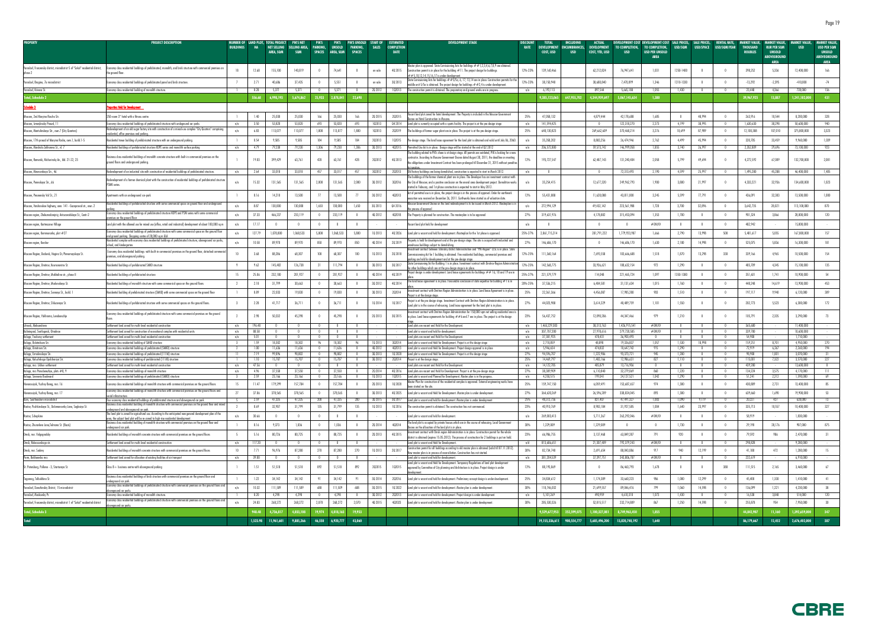| PROPERTY | PROJECT DESCRIPTION | NUMBER OF BUILDINGS | LAND PLOT, HA | TOTAL PROJECT NET SELLING AREA, SQM | PIK'S NET SELLING AREA, SQM | PIK'S PARKING, SPACES | PIK'S UNSOLD AREA, SQM | PIK'S UNSOLD PARKING, SPACES | START OF SALES | ESTIMATED COMPLETION DATE | DEVELOPMENT STAGE | DISCOUNT RATE | TOTAL DEVELOPMENT COST, USD | INCLUDING ENCUMBRANCES, USD | ACTUAL DEVELOPMENT COST, YTD, USD | DEVELOPMENT COST TO COMPLETION, USD | DEVELOPMENT COST TO COMPLETION, USD PER UNSOLD AREA | SALE PRICES, USD/SQM | SALE PRICES, USD/SPACE | RENTAL RATE, USD/SQM/YEAR | MARKET VALUE, THOUSAND ROUBLES | MARKET VALUE, RUB PER SQM UNSOLD ABOVEGROUND AREA | MARKET VALUE, USD | MARKET VALUE, USD PER SQM UNSOLD ABOVEGROUND AREA |
|---|---|---|---|---|---|---|---|---|---|---|---|---|---|---|---|---|---|---|---|---|---|---|---|---|
| Yaroslavl, Frunzensky district, microdistrict 5 of "Sokol" residential district, phase 2 | Economy class residential buildings of prefabricated, monolith, and brick structure with commercial premises on the ground floor | 18 | 12.68 | 155,100 | 140,819 | 0 | 74,641 | 0 | on sale | 4Q 2015 | Master plan is approved. State Commissioning Acts for buildings # # 1,2,3,4,6,7,8,9 are obtained. Construction permit is in place for the building #11. The project design for buildings ## 5,10,12,14,15,16,17 is under development | 12%-33% | 139,160,466 | | 62,212,824 | 76,947,641 | 1,031 | 1250-1400 | 0 | 0 | 398,253 | 5,336 | 12,400,000 | 166 |
| Yaroslavl, Bragino, 7a microdistrict | Economy class residential buildings of prefabricated panel and brick structure. | 7 | 2.71 | 40,686 | 37,435 | 0 | 5,551 | 0 | on sale | 3Q 2013 | State Commissioning Acts for buildings # # 5/5a, 6, 17, 13,14 are in place. Construction permits for the middle unit 5/5a is obtained. The project design for buildings # # 2,4 is under development. | 12%-33% | 38,150,948 | | 30,680,840 | 7,470,899 | 1,346 | 1310-1320 | 0 | 0 | -13,292 | -2,395 | -410,000 | -74 |
| Yaroslavl, Kotorosl St. | Economy class residential building of monolith structure. | 1 | 0.28 | 5,371 | 5,371 | 0 | 5,371 | 0 | 2Q 2012 | 1Q 2013 | The construction permit is obtained. The preparatory and ground works are in progress. | n/a | 6,193,113 | | 897,544 | 5,665,188 | 1,055 | 1,450 | 0 | 0 | 23,448 | 4,366 | 730,000 | 136 |
| **Total, Schedule 2** | | | **556.68** | **6,998,193** | **5,874,862** | **25,923** | **2,878,041** | **23,698** | | | | | **9,285,123,065** | **647,955,702** | **4,344,959,697** | **5,067,145,634** | **1,580** | | | | **39,967,925** | **13,887** | **1,241,182,000** | **431** |
| **Schedule 3** | **Properties Held for Development** | | | | | | | | | | | | | | | | | | | | | | | |
| Moscow, 2nd Maryina Roscha Str. | 250-room 3* hotel with a fitness centre | 1 | 1.40 | 25,030 | 25,030 | 166 | 25,030 | 166 | 2Q 2015 | 2Q2015 | Vacant land plot zoned for hotel development. The Property is included in the Moscow Government decree on Hotel Construction in Moscow. | 25% | 47,058,152 | | 4,879,444 | 42,178,688 | 1,685 | 0 | 48,794 | 0 | 263,916 | 10,544 | 8,200,000 | 328 |
| Moscow, Izmaylovsky Proezd, 11 | Economy class residential buildings of prefabricated structure with underground car-parks | n/a | 3.50 | 53,820 | 53,820 | 693 | 53,820 | 693 | 1Q 2013 | Q4 2014 | Land plot is currently occupied with a sports facility. The project is at the pre-design stage | n/a | 141,594,425 | | 0 | 122,318,270 | 2,273 | 4,199 | 38,995 | 0 | 1,630,630 | 30,298 | 50,600,000 | 940 |
| Moscow, Mantulinskaya Str., own.7 (City Quarters) | Redevelopment of an old sugar factory site with construction of a mixed-use complex "City Quarters" comprising residential, office premises and parking. | n/a | 6.83 | 113,077 | 113,077 | 1,800 | 113,077 | 1,800 | 1Q 2013 | 2Q2019 | The buildings of former sugar plant are in place. The project is at the pre-design stage. | 25% | 648,130,823 | | 269,662,609 | 378,468,214 | 3,376 | 10,699 | 87,989 | 0 | 12,100,388 | 107,010 | 375,800,000 | 3,323 |
| Moscow, 17th proezd of Maryina Roshe, own.1, build.1-5 | Residential tower building of prefabricated structure with an underground parking. | 1 | 0.54 | 9,585 | 9,585 | 184 | 9,585 | 184 | 3Q 2013 | 1Q 2015 | Pre-design stage. The land lease agreement for the land plot is obtained and valid until July 06, 2060. | n/a | 35,358,202 | | 8,883,256 | 26,474,946 | 2,762 | 4,499 | 45,994 | 0 | 320,705 | 33,459 | 9,960,000 | 1,039 |
| Moscow, Marshala Zakharova St., vl. 7 | Residential buildings of prefabricated structure KOPE series and monolith surface parking | n/a | 4.79 | 79,230 | 79,230 | 1,306 | 79,230 | 1,306 | 2Q 2013 | 4Q2015 | Permitted Use Act is in place. Design stage will be started at the end of Q2 2012 | n/a | 206,572,800 | | 59,573,742 | 146,999,058 | 1,855 | 3,740 | 26,997 | 0 | 2,352,809 | 29,696 | 73,100,000 | 923 |
| Moscow, Ramenki, Michurinsky Av., bld. 21-22, 23 | Business class residential buildings of monolith concrete structure with built-in commercial premises on the ground floors and underground parking. | 1 | 19.83 | 399,439 | 63,761 | 428 | 63,761 | 428 | 3Q2012 | 4Q 2013 | The building related to PIK's share is at design stage. All permits are outdated, PIK is looking for a new contractor. According to Moscow Government Decree dated August 28, 2011, the deadline on meeting the obligations under Investment Contract has been prolonged till December 31, 2015 without penalties to investors. | 13% | 193,737,547 | | 62,487,143 | 131,240,404 | 2,058 | 5,799 | 49,494 | 0 | 4,272,592 | 67,009 | 132,700,000 | 2,081 |
| Moscow, Akinovskaya Str., 46 | Redevelopment of an industrial site with construction of residential buildings of prefabricated structure. | n/a | 2.64 | 33,018 | 33,018 | 457 | 33,017 | 457 | 3Q2012 | 2Q2013 | Old factory buildings are being demolished, construction is expected to start in March 2012. | n/a | 0 | | 0 | 72,313,493 | 2,190 | 4,599 | 25,997 | 0 | 1,495,280 | 45,288 | 46,400,000 | 1,405 |
| Moscow, Prevenkaya Str., 66 | Redevelopment of a former chemical plant with the construction of residential buildings of prefabricated structure PSMK series. | n/a | 15.32 | 131,565 | 131,565 | 2,000 | 131,565 | 2,000 | 3Q 2012 | 3Q2016 | The buildings of the former chemical plant are in place. The Developer has an investment contract with the City of Moscow, and a positive conclusion on the overall area development project. Demolition works started in February, and 1st phase construction is expected to start in May 2012. | n/a | 35,254,415 | | 12,677,320 | 249,962,793 | 1,900 | 3,800 | 21,997 | 0 | 4,333,221 | 32,936 | 134,600,000 | 1,023 |
| Moscow, Prevanenky Val St., 21 | Apartments with an underground car-park | 1 | 0.16 | 14,318 | 13,500 | 77 | 13,500 | 77 | 3Q 2012 | 4Q2013 | Act of permitted use is in place, the project design is in the process of approval. Order for earthwork execution was received on December 26, 2011. Earthworks have started as of valuation date. | 13% | 55,431,808 | | 11,630,008 | 43,811,000 | 3,245 | 5,599 | 77,791 | 0 | 436,091 | 32,303 | 13,500,000 | 1,000 |
| Moscow, Varshavskoe highway, vmr. 141 - Kuzpyevsk str., vmr. 2 | Residential buildings of prefabricated structure with some commercial space on ground floor and underground parking. | n/a | 8.87 | 130,000 | 130,000 | 1,650 | 130,000 | 1,650 | 3Q 2013 | Q4 2016 | Moscow Government Decree on the land redevelopment is to be issued in March 2012. Masterplan is in the process of approval. | n/a | 272,994,129 | | 49,432,142 | 223,561,988 | 1,720 | 3,700 | 32,896 | 0 | 3,643,735 | 28,021 | 113,100,000 | 870 |
| Moscow region, Zhukovsky, Zhukovsky Gagarinskaya St., Centr-2 | Economy class residential buildings of prefabricated structure KOPE and PSM series with some commercial premises on the ground floor | n/a | 27.33 | 466,237 | 233,119 | 0 | 233,119 | 0 | 4Q 2012 | 4Q2018 | The Property is planned for construction. The masterplan is to be approved | 27% | 319,631,976 | | 4,178,832 | 315,453,094 | 1,353 | 1,780 | 0 | 0 | 901,324 | 3,866 | 28,000,000 | 120 |
| Moscow region, Kartmazovo Village | Land plot with the allowed use for mixed use (office, retail and industrial) development of about 183,000 sq m | n/a | 17.17 | 0 | 0 | 0 | 0 | 0 | | | Vacant land plot held for development | n/a | 0 | | 0 | 0 | #DIV/0! | 0 | 0 | 0 | 482,942 | - | 15,000,000 | - |
| Moscow region, Kommunarka, plot #27 | Economy class residential buildings of prefabricated structure with some commercial space on the ground floor and ground parking. Shopping centre of 20,000 sq m GLA | n/a | 127.79 | 1,078,800 | 1,068,533 | 5,800 | 1,068,533 | 5,800 | 1Q 2013 | 4Q 2026 | Land plot is vacant held for development. Masterplan for the 1st phase is approved. | 25%-37% | 2,861,715,214 | | 281,791,232 | 1,179,933,987 | 1,666 | 2,790 | 13,998 | 500 | 5,401,617 | 5,055 | 167,800,000 | 157 |
| Moscow region, Kurakino | Residential complex with economy class residential buildings of prefabricated structure, aboveground car-parks, school, and kindergarten | n/a | 10.58 | 89,970 | 89,970 | 850 | 89,970 | 850 | 4Q 2014 | 2Q 2019 | Property is held for development and at the pre-design stage. The site is occupied with industrial and warehouse buildings subject to demolishing. | 27% | 146,686,170 | | 0 | 146,686,170 | 1,630 | 2,180 | 14,998 | 0 | 525,075 | 5,836 | 16,300,000 | 181 |
| Moscow Region, Reutov, Nagina St./Prevenovskaya St. | Economy class residential buildings with built-in commercial premises on the ground floor, detached commercial premises, and aboveground parking. | 10 | 3.68 | 88,306 | 68,307 | 100 | 68,307 | 100 | 1Q 2013 | 2Q 2018 | Investment contract between Vsevolozhsky district Administration and "PIK-Region" LLC is in place. State Commissioning Act for 1 building is obtained. Five residential buildings, commercial premises and parking are held for development and at the pre-design stage. | 12%-25% | 111,360,164 | | 7,693,558 | 103,666,688 | 1,518 | 1,870 | 13,298 | 338 | 339,166 | 4,965 | 10,500,000 | 154 |
| Moscow Region, Dmitrov, Kommunarka St. | Residential buildings of prefabricated SMKD structure | 9 | 9.62 | 145,482 | 126,738 | 21 | 111,794 | 0 | 3Q 2013 | 3Q 2017 | State Commissioning Act for Building 1 is in place. Investment contract with Dmitrov Region Administration for other buildings which are at the pre-design stage is in place. | 12%-25% | 142,568,775 | | 33,936,621 | 108,632,154 | 972 | 1,290 | 0 | 0 | 485,709 | 4,345 | 15,100,000 | 135 |
| Moscow Region, Dmitrov, Makhalina str., phase II | Residential buildings of prefabricated structure | 15 | 25.86 | 232,180 | 201,927 | 0 | 201,927 | 0 | 4Q 2014 | 4Q 2019 | Project design is under development. Land lease agreements for buildings ## 16, 18 and 19 are in place. | 25%-27% | 221,579,779 | | 114,048 | 221,465,724 | 1,097 | 1350-1380 | 0 | 0 | 351,601 | 1,741 | 10,900,000 | 54 |
| Moscow Region, Dmitrov, Moskovskaya St. | Residential buildings of monolith structure with some commercial space on the ground floors | 2 | 2.18 | 31,799 | 30,663 | 0 | 30,663 | 0 | 3Q 2013 | 4Q 2014 | The land lease agreement is in place. Favourable conclusion of state expertise for building #1 is in place. | 20%-25% | 37,536,215 | | 6,404,581 | 31,131,634 | 1,015 | 1,760 | 0 | 0 | 448,240 | 14,619 | 13,900,000 | 453 |
| Moscow Region, Dmitrov, Sovetsky St., build. 1 | Residential building of prefabricated structure (SMKD) with some commercial space on the ground floor | 1 | 0.89 | 22,033 | 19,830 | 0 | 19,830 | 0 | 3Q 2013 | 2Q2014 | Investment contract with Dmitrov Region Administration is in place. Land lease Agreement is in place. Project is at the design stage. | 25% | 22,261,366 | | 4,456,087 | 17,985,280 | 903 | 1,510 | 0 | 0 | 197,117 | 9,940 | 6,110,000 | 309 |
| Moscow Region, Dmitrov, Shkolnaya St. | Residential buildings of prefabricated structure with some commercial spaces on the ground floors. | 3 | 2.28 | 41,717 | 36,711 | 0 | 36,711 | 0 | 1Q 2014 | 1Q 2017 | Project is at the pre-design stage. Investment Contract with Dmitrov Region Administration is in place. Land plot is in the course of releasing. Land lease agreement for the land plot is in place. | 27% | 44,023,988 | | 3,614,229 | 40,409,759 | 1,101 | 1,550 | 0 | 0 | 202,723 | 5,523 | 6,300,000 | 172 |
| Moscow Region, Yakhroma, Lenolenskaya | Economy class residential buildings of prefabricated structure with some commercial spaces on the ground floors. | 2 | 2.98 | 50,332 | 45,298 | 0 | 45,298 | 0 | 3Q 2013 | 3Q 2015 | Investment contract with Dmitrov Region Administration for 150,000 sqm net selling residential area is in place. Land lease agreements for buildings ## 6 and 7 are in place. The project is at the design stage. | 25% | 56,437,752 | | 12,090,286 | 44,347,466 | 979 | 1,210 | 0 | 0 | 105,791 | 2,335 | 3,290,000 | 73 |
| Izhevsk, Aleksandrov | Settlement land zoned for multi-level residential construction | n/a | 196.48 | 0 | 0 | 0 | 0 | 0 | - | - | Land plots are vacant and Held for the Development | n/a | 1,465,229,303 | | 38,515,765 | 1,426,713,547 | #DIV/0! | 0 | 0 | 0 | 365,680 | - | 11,400,000 | - |
| Kaliningrad, Svetlogorsk, Otradnoe | Settlement land zoned for construction of recreational complex with residential units | n/a | 88.58 | 0 | 0 | 0 | 0 | 0 | - | - | Land plots are vacant and held for development. | n/a | 307,707,200 | | 27,978,616 | 279,728,585 | #DIV/0! | 0 | 0 | 0 | 339,780 | - | 10,600,000 | - |
| Kaluga, Tsiolovsky settlement | Settlement land zoned for multi-level residential construction | n/a | 5.01 | 0 | 0 | 0 | 0 | 0 | - | - | Land plots are vacant and Held for the Development. | n/a | 37,381,925 | | 478,431 | 36,903,493 | 0 | 0 | 0 | 0 | 54,908 | - | 1,710,000 | - |
| Kaluga, Bolotnikova Str. | Economy class residential building of SMKD structure | 3 | 1.59 | 18,302 | 18,302 | 96 | 18,302 | 96 | 1Q 2013 | 3Q2014 | Land plot is vacant and held for Development. Project is at the design stage | n/a | 2,718,859 | | 48,898 | 19,336,837 | 1,057 | 1,530 | 10,998 | 0 | 159,251 | 8,701 | 4,950,000 | 270 |
| Kaluga, Dmitrieva Str. | Economy class residential building of prefabricated (SMKD) structure | 2 | 1.00 | 11,636 | 11,636 | 0 | 11,636 | 0 | 4Q 2012 | 4Q2013 | Land plot is vacant and held for Development. Project design approval is in place | n/a | 5,946,654 | | 474,832 | 18,641,743 | 915 | 1,290 | 0 | 0 | 72,919 | 6,267 | 2,260,000 | 194 |
| Kaluga, Ermolovskaya St. | Economy class residential buildings of prefabricated (111M) structure | 11 | 7.19 | 99,896 | 98,803 | 0 | 98,803 | 0 | 3Q 2013 | 1Q 2020 | Land plot is vacant and held for Development. Project is at the design stage | 27% | 94,596,707 | | 1,222,986 | 93,375,721 | 945 | 1,280 | 0 | 0 | 98,908 | 1,001 | 3,070,000 | 31 |
| Kaluga, Kaluzhskogo Opolcheniya St. | Economy class residential building of prefabricated (111M) structure | 1 | 1.10 | 15,707 | 15,707 | 0 | 15,707 | 0 | 3Q 2012 | 2Q2014 | Project is at the design stage. | 25% | 14,469,797 | | 1,483,166 | 12,986,631 | 827 | 1,110 | 0 | 0 | 115,001 | 7,322 | 3,570,000 | 227 |
| Kaluga, mcr. Likhun settlement | Settlement land zoned for multi-level residential construction | n/a | 47.55 | 0 | 0 | 0 | 0 | 0 | - | - | Land plots are vacant and Held for Development. | n/a | 14,122,785 | | 405,879 | 13,716,906 | 0 | 0 | 0 | 0 | 439,200 | - | 13,600,000 | 0 |
| Kaluga, mcr. Pravoberezhye, plots #8, 9 | Economy class residential buildings of monolith structure | n/a | 4.96 | 37,550 | 37,550 | 0 | 37,550 | 0 | 2Q 2014 | 4Q 2016 | Land plots are vacant and Held for Development. Project is at the pre-design stage | 27% | 38,389,909 | | 6,110,840 | 32,279,069 | 860 | 1,220 | 0 | 0 | 134,234 | 3,575 | 4,170,000 | 111 |
| Kaluga, Sovremy Boulevard | Economy class residential building of prefabricated (SMKD) structure | 2 | 2.59 | 23,166 | 23,166 | 0 | 23,166 | 0 | 1Q 2013 | 1Q2015 | Land plot is vacant and Planned for Development. Master plan is in the progress. | 25% | 4,250,515 | | 199,041 | 24,137,521 | 1,042 | 1,290 | 0 | 0 | 51,341 | 2,213 | 1,590,000 | 69 |
| Novorossiysk, Yuzhny Bereg, mcr. 16 | Economy class residential buildings of monolith structure with commercial premises on the ground floors | 15 | 11.47 | 179,299 | 157,784 | 0 | 157,784 | 0 | 3Q 2013 | 2Q 2020 | Master Plan for construction of the residential complex is approved. External engineering works have been started on the site. | 25% | 159,747,150 | | 6,059,491 | 153,687,657 | 974 | 1,380 | 0 | 0 | 430,889 | 2,731 | 13,400,000 | 85 |
| Novorossiysk, Yuzhny Bereg, mcr. 17 | Economy class residential buildings of monolith structure with commercial premises on the ground floors and social infrastructure. | 27 | 37.86 | 378,565 | 378,565 | 0 | 378,565 | 0 | 3Q 2013 | 4Q 2025 | Land plot is vacant and held for Development. Master plan is under development. | 27% | 364,420,269 | | 26,596,209 | 338,824,045 | 895 | 1,380 | 0 | 0 | 639,660 | 1,690 | 19,900,000 | 53 |
| Azov, Southwestern microdistrict | Four economy class residential buildings of prefabricated structure and aboveground car-park. | 5 | 2.59 | 47,335 | 47,335 | 308 | 47,335 | 308 | 3Q 2013 | 3Q 2017 | Land plot is vacant and held for development. Master plan is under development. | 25% | 48,312,736 | | 821,407 | 47,491,327 | 1,003 | 1,390 | 9,199 | 0 | 35,371 | 677 | 1,030,000 | 15 |
| Rostov, Pushkinskaya St., Dolomanovsky Lane, Soglasiya St. | Business class residential building of monolith structure with commercial premises on the ground floor and mixed underground and aboveground car-park. | 3 | 8.69 | 32,907 | 31,799 | 135 | 31,799 | 135 | 3Q 2013 | 1Q 2016 | The construction permit is obtained. The construction has not commenced. | 25% | 40,910,769 | | 8,983,184 | 31,927,585 | 1,004 | 1,640 | 23,997 | 0 | 335,713 | 10,557 | 10,400,000 | 327 |
| Rostov, Sobepkino | The land plot is zoned for agricultural use. According to the anticipated new general development plan of the area, the subject land plot will be re-zoned to high-rise residential development. | n/a | 30.66 | 0 | 0 | 0 | 0 | 0 | | | Land plot is vacant and held for development | n/a | 269,003,413 | | 5,711,367 | 263,292,046 | #DIV/0! | 0 | 0 | 0 | 58,919 | - | 1,830,000 | - |
| Rostov, Zhuravlova Lane/Izhorova St. (Baza) | Business class residential building of monolith structure with commercial premises on the ground floor and underground car-park. | 1 | 0.16 | 9,373 | 1,036 | 0 | 1,036 | 0 | 2Q 2014 | 4Q2014 | The land plot is occupied by private houses which are in the course of rehousing. Local Government decree on the allocation of the land plot is in place. | 30% | 1,229,009 | | 1,229,009 | 0 | 0 | 1,730 | 0 | 0 | 29,198 | 28,176 | 907,000 | 875 |
| Omsk, mcr. Volgogradsky | Residential buildings of monolith concrete structure with commercial premises on the ground floors | 5 | 5.16 | 80,726 | 80,725 | 0 | 80,725 | 0 | 2Q 2013 | 4Q 2015 | Investment contract with Omsk region Administration is in place. Construction permit for the whole district is obtained (expires 15.05.2012). The process of construction for 2 buildings is put on hold. | 25% | 66,986,755 | | 3,137,468 | 63,849,287 | 791 | 920 | 0 | 0 | 79,592 | 986 | 2,470,000 | 31 |
| Omsk, Rabozavodskaya str. | Settlement land zoned for multi-level residential construction | n/a | 117.20 | 0 | 0 | 0 | 0 | 0 | - | - | Land plot is vacant and held for Development | n/a | 813,686,651 | | 21,307,409 | 792,379,243 | #DIV/0! | 0 | 0 | 0 | 298,828 | - | 9,280,000 | - |
| Omsk, mcr. Sadovy | Residential buildings of monolith concrete structure with commercial premises on the ground floors | 10 | 7.71 | 96,976 | 87,280 | 270 | 87,280 | 270 | 3Q 2013 | 2Q 2017 | Construction permit for all buildings according to old master plan is obtained (valid till 07.11.2012). New master plan is in process of reconciliation. Construction has not started. | 30% | 82,734,748 | | 2,691,654 | 80,043,086 | 917 | 940 | 12,199 | 0 | 41,108 | 472 | 1,280,000 | 15 |
| Perm, Bakhanvka mcr. | Settlement land zoned for allocation of existing facilities of air transport | n/a | 39.80 | 0 | 0 | 0 | 0 | 0 | - | - | Land plot is vacant and held for development. | n/a | 381,204,539 | | 37,397,751 | 343,806,787 | #DIV/0! | 0 | 0 | 0 | 222,619 | - | 6,910,000 | - |
| St. Petersburg, Pulkovo - 3, Startovaya St. | Class B + business centre with aboveground parking | 1 | 1.51 | 51,518 | 51,518 | 892 | 51,518 | 892 | 3Q2015 | 1Q2015 | Land plot is vacant and held for Development. Temporary Regulations of land plot development approved by Committee of City-planning and Architecture is in place. Project design is under development. | 13% | 88,195,869 | | 0 | 86,463,795 | 1,678 | 0 | 0 | 388 | 111,515 | 2,165 | 3,460,000 | 67 |
| Taganrog, Tolbukhina St. | Business class residential buildings of brick structure with commercial premises on the ground floor and underground car park. | 1 | 1.22 | 34,142 | 34,142 | 91 | 34,142 | 91 | 3Q 2014 | 2Q2016 | Land plot is vacant and held for development. Preliminary concept design is under development. | 25% | 34,834,612 | | 1,174,389 | 33,660,223 | 986 | 1,080 | 12,299 | 0 | 45,408 | 1,330 | 1,410,000 | 41 |
| Yaroslavl, Dzerzhinsky District, 15 microdistrict | Economy class residential buildings of prefabricated structure with commercial premises on the ground floors and aboveground car park. | n/a | 10.32 | 111,589 | 111,589 | 688 | 111,509 | 688 | 3Q 2015 | 1Q 2022 | Land plot is vacant and held for development. Master plan is under development. | 30% | 110,746,033 | | 21,699,557 | 89,046,476 | 799 | 1,060 | 14,598 | 0 | 136,099 | 1,221 | 4,230,000 | 38 |
| Yaroslavl, Murkovsky Pr. | Economy class residential building of monolith structure. | 1 | 0.20 | 4,298 | 4,298 | 0 | 4,298 | 0 | 3Q 2013 | 2Q2013 | Land plot is vacant and held for development. Project design is under development. | n/a | 5,101,269 | | 490,959 | 4,610,310 | 1,073 | 1,450 | 0 | 0 | 16,538 | 3,848 | 514,000 | 120 |
| Yaroslavl, Frunzensky district, microdistrict 1 of "Sokol" residential district | Economy class residential buildings of prefabricated structure with commercial premises on the ground floors and aboveground car park. | n/a | 24.83 | 268,272 | 268,272 | 2,070 | 268,272 | 2,070 | 4Q 2015 | 4Q2023 | Land plot is vacant and held for development. Master plan is under development. | 30% | 285,530,326 | | 52,815,517 | 232,714,809 | 867 | 1,250 | 14,598 | 0 | 255,876 | 954 | 7,950,000 | 30 |
| **Total, Schedule 3** | | | **946.48** | **4,736,817** | **4,035,108** | **19,974** | **4,018,163** | **19,953** | | | | | **9,539,677,953** | **252,599,075** | **1,180,527,861** | **8,749,962,450** | **1,853** | | | | **44,842,907** | **11,160** | **1,392,659,000** | **347** |
| **Total** | | | **1,523.98** | **11,961,641** | **9,885,266** | **46,558** | **6,920,777** | **43,860** | | | | | **19,155,236,611** | **900,554,777** | **5,683,496,200** | **13,820,748,192** | **1,640** | | | | **86,179,667** | **12,452** | **2,676,402,000** | **387** |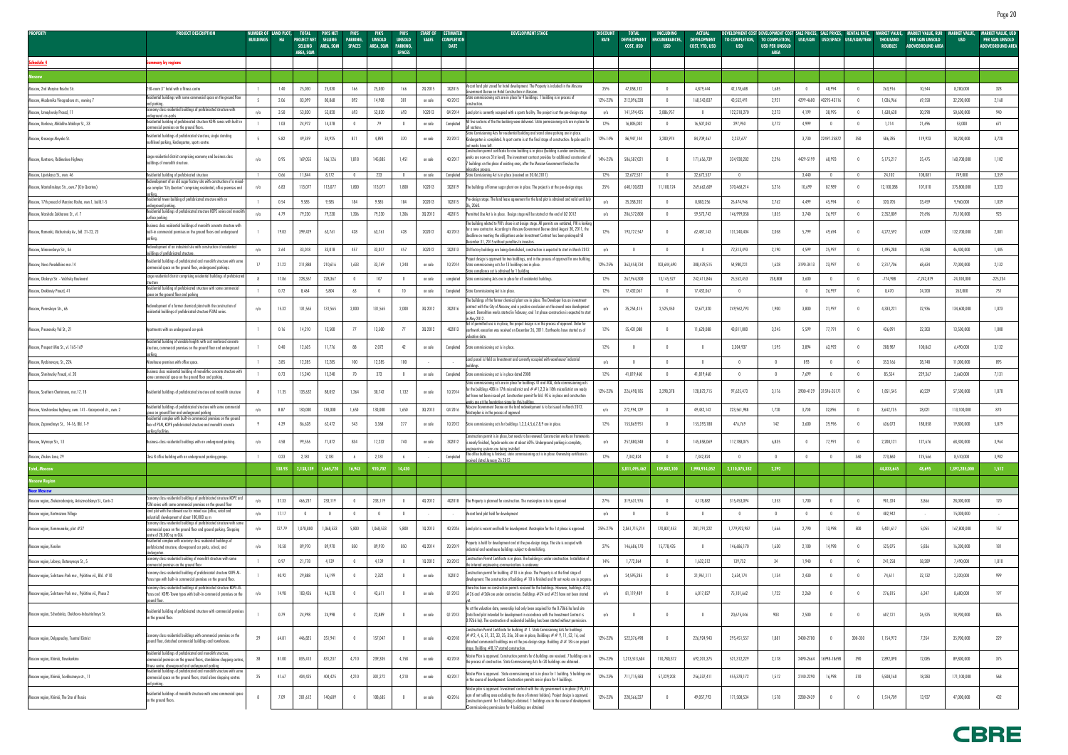| PROPERTY | PROJECT DESCRIPTION | NUMBER OF BUILDINGS | LAND PLOT, HA | TOTAL PROJECT NET SELLING AREA, SQM | PIKS NET SELLING AREA, SQM | PIK'S PARKING, SPACES | PIK'S UNSOLD AREA, SQM | PIK'S UNSOLD PARKING, SPACES | START OF SALES | ESTIMATED COMPLETION DATE | DEVELOPMENT STAGE | DISCOUNT RATE | TOTAL DEVELOPMENT COST, USD | INCLUDING ENCUMBRANCES, USD | ACTUAL DEVELOPMENT COST, YTD, USD | DEVELOPMENT COST TO COMPLETION, USD | DEVELOPMENT COST TO COMPLETION, USD PER UNSOLD AREA | SALE PRICES, USD/SQM | SALE PRICES, USD/SPACE | RENTAL RATE, USD/SQM/YEAR | MARKET VALUE, THOUSAND ROUBLES | MARKET VALUE, RUR PER SQM UNSOLD ABOVEGROUND AREA | MARKET VALUE, USD | MARKET VALUE, USD PER SQM UNSOLD ABOVEGROUND AREA |
|---|---|---|---|---|---|---|---|---|---|---|---|---|---|---|---|---|---|---|---|---|---|---|---|---|
| **Schedule 4** | **Summary by regions** | | | | | | | | | | | | | | | | | | | | | | | |
| **Moscow** | | | | | | | | | | | | | | | | | | | | | | | | |
| Moscow, 2nd Mosprie Rocho Str. | 250-room 3* hotel with a fitness centre | 1 | 1.40 | 25,030 | 25,030 | 166 | 25,030 | 166 | 3Q 2015 | 2Q2015 | Vacant land plot zoned for hotel development. The Property is included in the Moscow Government Decree on Hotel Construction in Moscow. | 25% | 47,058,132 | 0 | 4,879,444 | 42,178,688 | 1,685 | 0 | 48,994 | 0 | 263,916 | 10,544 | 8,300,000 | 328 |
| Moscow, Akademika Vinogradova str., owning 7 | Residential buildings with some commercial space on the ground floor and parking. | 5 | 2.06 | 83,099 | 80,868 | 892 | 14,908 | 301 | on sale | 4Q 2012 | State commissioning acts are in place for 4 buildings. 1 building is in process of construction. | 12%-23% | 212,096,328 | 0 | 168,543,837 | 43,552,491 | 2,921 | 4299-4600 | 40295-43116 | 0 | 1,036,966 | 69,558 | 32,200,000 | 2,160 |
| Moscow, Izmaylovsky Proezd, 11 | Economy class residential buildings of prefabricated structure with underground car-parks | n/a | 3.50 | 53,820 | 53,820 | 693 | 53,820 | 693 | 1Q2013 | Q4 2014 | Land plot is currently occupied with a sports facility. The project is at the pre-design stage | n/a | 141,594,435 | 2,886,957 | 0 | 132,318,270 | 2,273 | 4,199 | 38,995 | 0 | 1,630,638 | 30,298 | 50,600,000 | 940 |
| Moscow, Konkovo, Nikloho-Maklaya St., 33 | Residential building of prefabricated structure KOPE series with built-in commercial premises on the ground floors. | 1 | 1.00 | 24,972 | 14,378 | 0 | 79 | 0 | on sale | Completed | All flat sections of the the building were delivered. State commissioning acts are in place for all sections. | 12% | 16,805,002 | 0 | 16,507,052 | 297,950 | 3,772 | 4,999 | 0 | 0 | 1,714 | 21,696 | 53,000 | 671 |
| Moscow, Krasnogo Mayaka St. | Residential buildings of prefabricated structure, single standing multilevel parking, kindergarten, sports centre. | 5 | 5.82 | 49,359 | 34,925 | 871 | 4,893 | 370 | on sale | 2Q 2012 | State Commissioning Acts for residential building and stand-alone parking are in place. Kindergarten is completed. A sport centre is at the final stage of construction: façade and fit-out works have left. | 12%-14% | 86,947,144 | 3,280,974 | 84,709,467 | 2,237,677 | | 3,730 | 22497-25872 | 350 | 586,785 | 119,923 | 18,200,000 | 3,720 |
| Moscow, Kuntsevo, Rublevskoe Highway | Large residential district comprising economy and business class buildings of monolith structure. | n/a | 0.95 | 169,055 | 166,126 | 1,818 | 145,885 | 1,451 | on sale | 4Q 2017 | Construction permit certificate for one building is in place (building is under construction, works are now on 21st level). The investment contract provides for additional construction of 7 buildings on the place of existing ones, after the Moscow Government finishes the relocation process. | 14%-25% | 506,587,021 | 0 | 171,656,739 | 334,930,283 | 2,296 | 4429-5199 | 60,993 | 0 | 5,175,217 | 35,475 | 160,700,000 | 1,102 |
| Moscow, Lipetskaya St., own. 46 | Residential building of prefabricated structure | 1 | 0.66 | 11,844 | 8,172 | 0 | 223 | 0 | on sale | Completed | State Commissioning Act is in place (received on 30.06.2011) | 12% | 22,672,537 | 0 | 22,672,537 | 0 | | 3,440 | 0 | 0 | 24,102 | 108,081 | 749,000 | 3,359 |
| Moscow, Mamshinskaya Str., own.7 (City Quarters) | Redevelopment of an old sugar factory site with construction of a mixed-use complex "City Quarters" comprising residential, office premises and parking. | n/a | 6.83 | 113,077 | 113,077 | 1,880 | 113,077 | 1,880 | 1Q2013 | 2Q2019 | The buildings of former sugar plant are in place. The project is at the pre-design stage. | 25% | 640,130,823 | 11,108,124 | 269,662,609 | 370,468,214 | 3,276 | 10,699 | 87,989 | 0 | 12,100,388 | 107,010 | 375,800,000 | 3,323 |
| Moscow, 17th proezd of Maryinoi Rocha, own.1, build.1-5 | Residential tower building of prefabricated structure with underground parking | 1 | 0.54 | 9,585 | 9,585 | 184 | 9,585 | 184 | 2Q2013 | 1Q2015 | Pre-design stage. The land lease agreement for the land plot is obtained and valid until July 26, 2060. | n/a | 35,358,202 | 0 | 8,883,256 | 26,474,946 | 2,762 | 4,499 | 45,994 | 0 | 320,705 | 33,459 | 9,960,000 | 1,039 |
| Moscow, Marshala Zakharova St., vl. 7 | Residential buildings of prefabricated structure KOPE series and monolith surface parking | n/a | 4.79 | 79,230 | 79,230 | 1,386 | 79,230 | 1,386 | 3Q 2013 | 4Q2015 | Permitted Use Act is in place. Design stage will be started at the end of Q2 2012 | n/a | 206,572,800 | 0 | 59,573,742 | 146,999,058 | 1,855 | 3,740 | 26,997 | 0 | 2,352,809 | 29,696 | 73,100,000 | 923 |
| Moscow, Ramenki, Michurinsky Av., bld. 21-22, 23 | Business class residential buildings of monolith concrete structure with built-in commercial premises on the ground floors and underground parking. | 1 | 19.03 | 399,439 | 63,761 | 428 | 63,761 | 428 | 2Q2012 | 4Q 2013 | The building related to PIK's share is at design stage. All permits are contained, PIK is looking for a new contractor. According to Moscow Government Decree dated August 30, 2011, the deadline on meeting the obligations under Investment Contract has been prolonged till December 31, 2015 without penalties to investors. | 12% | 193,727,547 | 0 | 62,487,143 | 131,240,404 | 2,058 | 5,799 | 49,694 | 0 | 4,272,593 | 67,009 | 132,700,000 | 2,081 |
| Moscow, Mironovskaya Str., 46 | Redevelopment of an industrial site with construction of residential buildings of prefabricated structure. | n/a | 2.64 | 33,018 | 33,018 | 457 | 33,017 | 457 | 3Q2012 | 2Q2013 | Old factory buildings are being demolished, construction is expected to start in March 2012. | n/a | 0 | 0 | 0 | 72,313,493 | 2,190 | 4,599 | 35,997 | 0 | 1,495,280 | 45,288 | 46,400,000 | 1,405 |
| Moscow, Novo-Peredelkino mcr.14 | Residential buildings of prefabricated and monolith structure with some commercial space on the ground floor, underground parkings. | 17 | 21.22 | 211,888 | 210,616 | 1,633 | 33,769 | 1,240 | on sale | 1Q 2014 | Project design is approved for two buildings, and in the process of approval for one building. State commissioning acts for 13 buildings are in place. State compliance act is obtained for 1 building. | 12%-25% | 363,458,734 | 103,644,690 | 308,478,515 | 54,980,231 | 1,628 | 3190-3413 | 23,997 | 0 | 2,317,706 | 68,634 | 72,000,000 | 2,132 |
| Moscow, Olkskaya Str. - Volzhsky Boulevard | Large residential district comprising residential buildings of prefabricated structure. | 8 | 17.86 | 228,367 | 228,367 | 0 | 107 | 0 | on sale | completed | State commissioning Acts are in place for all residential buildings. | 12% | 267,964,300 | 13,145,527 | 242,411,846 | 25,552,453 | 238,808 | 3,600 | 0 | 0 | -774,988 | -7,242,879 | -24,100,000 | -225,234 |
| Moscow, Onezhsky Proezd, 41 | Residential building of prefabricated structure with some commercial space on the ground floor and parking | 1 | 0.73 | 8,464 | 5,804 | 63 | 0 | 10 | on sale | Completed | State Commissioning Act is in place. | 12% | 17,432,067 | 0 | 17,432,067 | 0 | | 0 | 26,997 | 0 | 8,470 | 24,200 | 263,000 | 751 |
| Moscow, Porevskaya Str., 66 | Redevelopment of a former chemical plant with the construction of residential buildings of prefabricated structure P3MK series. | n/a | 15.32 | 131,565 | 131,565 | 2,000 | 131,565 | 2,000 | 3Q 2012 | 3Q2016 | The buildings of the former chemical plant are in place. The Developer has an investment contract with the City of Moscow, and a positive conclusion on the overall area development project. Demolition works started in February, and 1st phase construction is expected to start in May 2012. | n/a | 35,254,415 | 3,525,450 | 12,677,320 | 249,962,793 | 1,900 | 3,800 | 21,997 | 0 | 4,333,221 | 32,936 | 134,600,000 | 1,023 |
| Moscow, Preonsky Val St., 21 | Apartments with an underground car-park | 1 | 0.16 | 14,210 | 13,500 | 77 | 13,500 | 77 | 3Q 2012 | 4Q2013 | Act of permitted use is in place, the project design is in the process of approval. Order for earthwork execution was received on December 26, 2011. Earthworks have started as of valuation date. | 12% | 55,431,088 | 0 | 11,620,088 | 43,811,000 | 3,245 | 5,599 | 77,791 | 0 | 436,091 | 32,303 | 13,500,000 | 1,000 |
| Moscow, Prospect Mira St., vl. 165-169 | Residential building of variable heights with cast reinforced concrete structure, commercial premises on the ground floor and underground parking | 1 | 0.40 | 12,605 | 11,776 | 88 | 2,072 | 43 | on sale | Completed | State commissioning act is in place. | 12% | 0 | 0 | 0 | 3,304,937 | 1,595 | 3,894 | 63,993 | 0 | 208,987 | 100,862 | 6,490,000 | 3,132 |
| Moscow, Ryabinovaya, St., 22A | Warehouse premises with office space. | 1 | 3.85 | 12,285 | 12,285 | 100 | 12,285 | 100 | - | - | Land parcel is Held as Investment and currently occupied with warehouse/ industrial buildings. | n/a | 0 | 0 | 0 | 0 | 0 | 893 | 0 | 0 | 353,166 | 28,748 | 11,000,000 | 895 |
| Moscow, Sheninsky Proezd, vl. 20 | Business class residential building of monolithic concrete structure with some commercial space on the ground floor and parking. | 1 | 0.73 | 15,240 | 15,240 | 70 | 373 | 0 | on sale | Completed | State commissioning act is in place dated 2008 | 12% | 41,819,460 | 0 | 41,819,460 | 0 | 0 | 7,699 | 0 | 0 | 85,554 | 229,367 | 2,660,000 | 7,131 |
| Moscow, Southern Chertanovo, mcr.17, 18 | Residential buildings of prefabricated structure and monolith structure. | 8 | 11.35 | 133,632 | 88,052 | 1,264 | 30,742 | 1,132 | on sale | 1Q 2014 | State commissioning acts are in place for buildings 41 and 40A, state commissioning acts for the buildings 40B in 17th microdistrict and ## 1,2,3 in 18th microdistrict are ready but have not been issued yet. Construction permit for bld. 40 is in place and construction works are at the foundation stage for this building. | 12%-23% | 226,498,185 | 3,298,378 | 128,872,715 | 97,625,473 | 3,176 | 3900-4129 | 31596-35171 | 0 | 1,851,545 | 60,229 | 57,500,000 | 1,870 |
| Moscow, Varshavskoe highway, own. 141 - Gazoprovod str., own. 2 | Residential buildings of prefabricated structure with some commercial space on the ground floor and underground parking | n/a | 8.87 | 130,000 | 130,000 | 1,650 | 130,000 | 1,650 | 3Q 2013 | Q4 2016 | Moscow Government Decree on the land redevelopment is to be issued in March 2012. Masterplan is in the process of approval | n/a | 272,994,129 | 0 | 49,432,142 | 223,561,988 | 1,720 | 3,700 | 32,896 | 0 | 3,642,735 | 28,021 | 113,100,000 | 870 |
| Moscow, Zapovednaya St., 14-16, Bld. 1-9 | Residential complex with built-in commercial premises on the ground floor of P3M, KOPE prefabricated structure and monolith concrete parking facilities. | 9 | 4.39 | 86,628 | 62,472 | 543 | 3,368 | 277 | on sale | 1Q 2012 | State commissioning acts for buildings 1,2,3,4,5,6,7,8,9 are in place. | 12% | 155,869,951 | 0 | 155,393,180 | 476,769 | 142 | 3,600 | 29,996 | 0 | 636,073 | 188,858 | 19,800,000 | 5,879 |
| Moscow, Mytnaya Str., 13 | Business class residential buildings with an underground parking. | n/a | 4.58 | 99,556 | 71,872 | 834 | 17,332 | 740 | on sale | 3Q2012 | Construction permit is in place, but needs to be renewed. Construction works on frameworks is mostly finished, façade works are at about 60%. Underground parking is complete, engineering systems are being installed. | n/a | 257,880,348 | 0 | 145,858,069 | 112,788,075 | 6,835 | 0 | 77,991 | 0 | 2,200,121 | 137,676 | 68,300,000 | 3,964 |
| Moscow, Zhukov Lane, 29 | Class B office building with an underground parking garage. | 1 | 0.23 | 2,181 | 2,181 | 6 | 2,181 | 6 | - | Completed | The office building is finished, state commissioning act is in place. Ownership certificate is received dated January 26.2012 | 12% | 7,342,824 | 0 | 7,342,824 | 0 | 0 | 0 | 0 | 360 | 273,868 | 125,566 | 8,510,000 | 3,902 |
| **Total, Moscow** | | | **138.93** | **2,138,139** | **1,665,730** | **16,943** | **920,702** | **14,430** | | | | | **3,811,495,462** | **139,882,100** | **1,990,914,052** | **2,110,075,102** | **2,292** | | | | **44,838,645** | **48,695** | **1,392,285,000** | **1,512** |
| **Moscow Region** | | | | | | | | | | | | | | | | | | | | | | | | |
| **Near Moscow** | | | | | | | | | | | | | | | | | | | | | | | | |
| Moscow region, Zheleznodorozhny, Ketsenovskaya St., Cent-2 | Economy class residential buildings of prefabricated structure KOPE and P3M series with some commercial premises on the ground floor. | n/a | 37.33 | 466,237 | 233,119 | 0 | 233,119 | 0 | 4Q 2012 | 4Q2018 | The Property is planned for construction. The masterplan is to be approved. | 27% | 319,631,976 | 0 | 4,178,882 | 315,453,094 | 1,353 | 1,700 | 0 | 0 | 901,324 | 3,866 | 28,000,000 | 120 |
| Moscow region, Kartmazovo Village | Land plot with the allowed use for mixed use (office, retail and industrial) development of about 180,000 sq m | n/a | 17.17 | 0 | 0 | 0 | 0 | 0 | - | - | Vacant land plot held for development | n/a | 0 | 0 | 0 | 0 | 0 | 0 | 0 | 0 | 482,942 | - | 15,000,000 | - |
| Moscow region, Kommunarka, plot #27 | Economy class residential buildings of prefabricated structure with some commercial space on the ground floor and ground parking. Shopping centre of 28,000 sq m GLA | n/a | 127.79 | 1,078,800 | 1,068,533 | 5,800 | 1,068,533 | 5,800 | 1Q 2013 | 4Q 2026 | Land plot is vacant and held for development. Masterplan for the 1st phase is approved. | 25%-27% | 2,061,715,214 | 170,807,453 | 281,791,222 | 1,779,923,987 | 1,666 | 2,790 | 13,998 | 500 | 5,401,617 | 5,055 | 167,800,000 | 157 |
| Moscow region, Korolev | Residential complex with economy class residential buildings of prefabricated structure, aboveground car parks, school, and kindergarten. | n/a | 10.58 | 89,970 | 89,970 | 850 | 89,970 | 850 | 4Q 2014 | 2Q 2019 | Property is held for development and at the pre-design stage. The site is occupied with industrial and warehouse buildings subject to demolishing. | 27% | 146,686,170 | 15,778,435 | 0 | 146,686,170 | 1,630 | 2,100 | 14,998 | 0 | 525,075 | 5,836 | 16,300,000 | 181 |
| Moscow region, Lobnya, Batareynaya St., 5 | Economy class residential building of monolith structure with some commercial premises on the ground floor. | 1 | 0.97 | 21,778 | 4,139 | 0 | 4,139 | 0 | 1Q 2012 | 2Q 2012 | State Construction Permit Certificate is in place. The building is under construction. Installation of the internal engineering communications is underway. | 14% | 1,772,064 | 0 | 1,632,312 | 139,752 | 34 | 1,940 | 0 | 0 | 241,258 | 58,289 | 7,490,000 | 1,810 |
| Moscow region, Solntsevo-Park mcr., Pykhtino vil., Bld. # 10 | Economy class residential building of prefabricated structure KOPE-M-Parus type with built-in commercial premises on the ground floor. | 1 | 40.92 | 29,888 | 16,199 | 0 | 2,322 | 0 | on sale | 1Q2012 | Construction permit for building # 10 is in place. The Property is at the final stage of development. The construction of building # 10 is finished and fit out works are in progress. | n/a | 24,595,285 | 0 | 21,961,111 | 2,634,174 | 1,134 | 2,430 | 0 | 0 | 74,611 | 32,132 | 2,330,000 | 999 |
| Moscow region, Solntsevo-Park mcr., Pykhtino vil., Phase 2 | Economy class residential buildings of prefabricated structure KOPE-M-Parus and KOPE-Tower types with built-in commercial premises on the ground floor. | n/a | 14.98 | 103,426 | 46,370 | 0 | 43,611 | 0 | on sale | Q1 2013 | There has been no construction permits received for the buildings. However, buildings #22, #26 and #26a are under construction. Buildings #24 and #25 have not been started yet. | n/a | 81,119,489 | 0 | 6,017,827 | 75,101,662 | 1,722 | 2,260 | 0 | 0 | 276,815 | 6,347 | 8,600,000 | 197 |
| Moscow region, Scherbinka, Ostafievo-Industrialnaya St. | Residential building of prefabricated structure with commercial premises on the ground floor. | 1 | 0.79 | 24,998 | 24,998 | 0 | 22,889 | 0 | on sale | Q1 2013 | As at the valuation date, ownership had only been acquired for the 0.7866 ha land site (total land plot intended for development in accordance with the Investment Contract is 0.9266 ha). The construction of residential building has been started without permission. | n/a | 0 | 0 | 0 | 20,675,446 | 903 | 2,500 | 0 | 0 | 607,121 | 26,525 | 18,900,000 | 826 |
| Moscow region, Dolgoprudny, Tsentral District | Economy class residential buildings with commercial premises on the ground floor, detached commercial buildings and townhouses. | 29 | 64.81 | 446,825 | 351,941 | 0 | 157,047 | 0 | on sale | 4Q 2018 | Construction Permit Certificate for building # 1. State Commissioning Acts for buildings ## 2, 4, 6, 31, 32, 33, 35, 35a, 38 are in place; Buildings ## 9, 11, 52, 16, and detached commercial buildings are at the pre-design stage. Building # ## 18 is on project stage. Building #8,17 started construction. | 12%-23% | 522,376,498 | 0 | 226,924,943 | 295,451,557 | 1,881 | 2400-2700 | 0 | 300-350 | 1,154,972 | 7,354 | 35,900,000 | 229 |
| Moscow region, Khimki, Novokurkino | Residential buildings of prefabricated and monolith structure, commercial premises on the ground floors, standalone shopping centres, fitness centre, aboveground and underground parking. | 38 | 81.00 | 835,413 | 831,237 | 4,710 | 239,305 | 4,158 | on sale | 4Q 2018 | Master Plan is approved. Construction permits for 4 buildings are received. 7 buildings are in the process of construction. State Commissioning Acts for 28 buildings are obtained. | 12%-23% | 1,213,513,684 | 110,780,312 | 692,201,375 | 521,312,229 | 2,178 | 2490-2664 | 16998-18698 | 390 | 2,892,098 | 12,085 | 89,800,000 | 375 |
| Moscow region, Khimki, Sovkhoznaya str., 11 | Residential buildings of prefabricated and monolith structure with some commercial space on the ground floors, stand alone shopping centres and parking. | 25 | 41.67 | 404,425 | 404,425 | 4,210 | 301,272 | 4,210 | on sale | 4Q 2017 | Master Plan is approved. State commissioning act is in place for 1 building. 5 buildings are in the course of development. Construction permits are in place for 4 buildings. | 12%-23% | 711,715,583 | 57,329,203 | 256,337,411 | 455,378,172 | 1,512 | 2140-2290 | 16,998 | 310 | 5,588,160 | 18,283 | 171,100,000 | 568 |
| Moscow region, Khimki, The Star of Russia | Residential buildings of monolith structure with some commercial space on the ground floors. | 8 | 7.09 | 201,612 | 140,609 | 0 | 108,685 | 0 | on sale | 4Q 2016 | Master plan is approved. Investment contract with the city government is in place (29%,251 sq m of net selling area excluding the share of interest holders). Project design is approved. Construction permit for 1 building is obtained. 1 buildings are in the course of development. Commissioning permissions for 4 buildings are obtained. | 12%-23% | 220,566,327 | 0 | 49,057,793 | 171,508,534 | 1,578 | 2380-2439 | 0 | 0 | 1,514,709 | 13,937 | 47,000,000 | 432 |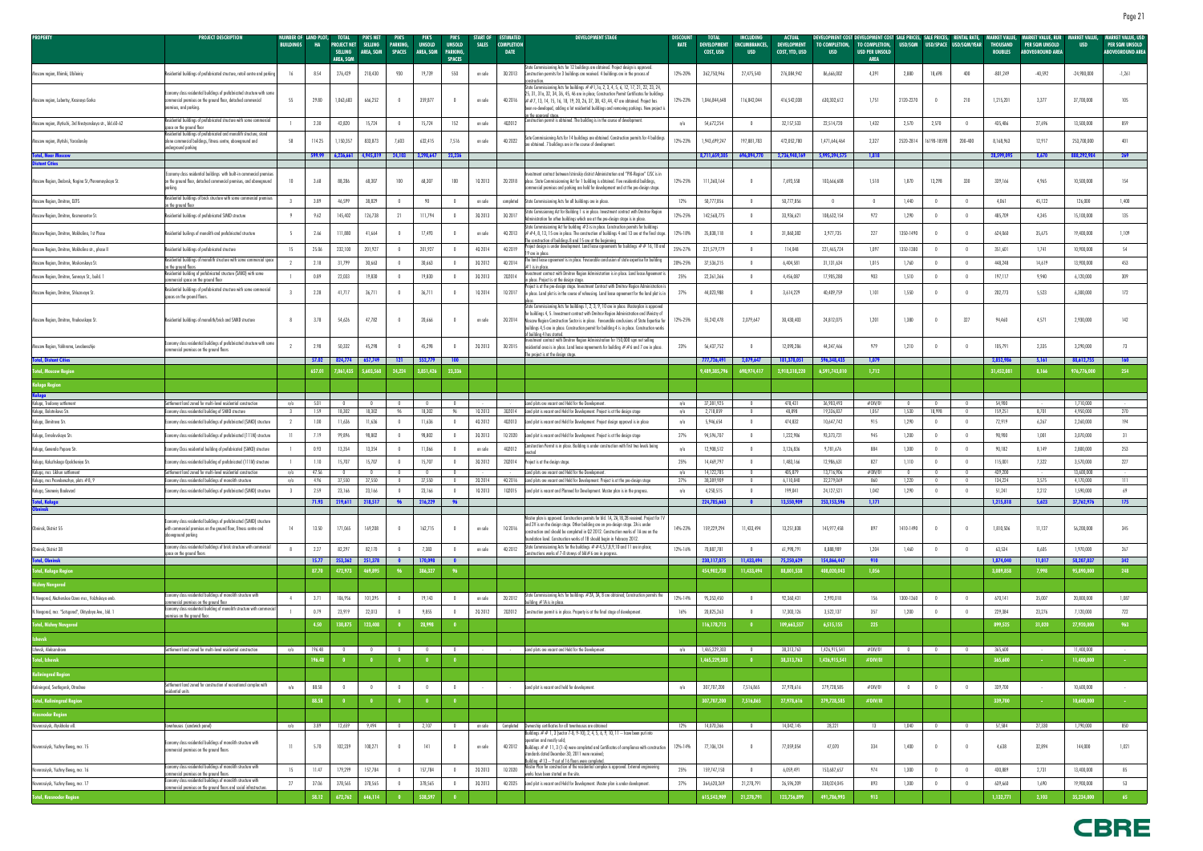| PROPERTY | PROJECT DESCRIPTION | NUMBER OF BUILDINGS | LAND PLOT, HA | TOTAL PROJECT NET SELLING AREA, SQM | PIK'S NET SELLING AREA, SQM | PIK'S PARKING, SPACES | PIK'S UNSOLD AREA, SQM | PIK'S UNSOLD PARKING, SPACES | START OF SALES | ESTIMATED COMPLETION DATE | DEVELOPMENT STAGE | DISCOUNT RATE | TOTAL DEVELOPMENT COST, USD | INCLUDING ENCUMBRANCES, USD | ACTUAL DEVELOPMENT COST, YTD, USD | DEVELOPMENT COST TO COMPLETION, USD | DEVELOPMENT COST TO COMPLETION, USD PER UNSOLD AREA | SALE PRICES, USD/SQM | SALE PRICES, USD/SPACE | RENTAL RATE, USD/SQM/YEAR | MARKET VALUE, THOUSAND ROUBLES | MARKET VALUE, RUR PER SQM UNSOLD ABOVEGROUND AREA | MARKET VALUE, USD | MARKET VALUE, USD PER SQM UNSOLD ABOVEGROUND AREA |
|---|---|---|---|---|---|---|---|---|---|---|---|---|---|---|---|---|---|---|---|---|---|---|---|---|
| Moscow region, Khimki, Ubileiniy | Residential buildings of prefabricated structure, retail centre and parking | 16 | 8.54 | 276,429 | 218,430 | 930 | 19,739 | 550 | on sale | 3Q 2013 | State Commissioning Acts for 12 buildings are obtained. Project design is approved. Construction permits for 3 buildings are received. 4 buildings are in the process of construction. | 12%-20% | 362,750,946 | 27,475,540 | 276,084,942 | 86,666,002 | 4,391 | 2,880 | 18,698 | 400 | -801,249 | -40,592 | -24,900,000 | -1,261 |
| Moscow region, Lubertsy, Krasnaya Gorka | Economy class residential buildings of prefabricated structure with some commercial premises on the ground floor, detached commercial premises, and parking. | 55 | 29.80 | 1,063,683 | 666,252 | 0 | 359,677 | 0 | on sale | 4Q 2016 | State Commissioning Acts for buildings ## 1,1a, 2, 3, 4, 5, 6, 12, 17, 21, 22, 23, 24, 25, 31, 31a, 32, 34, 36, 45, 46 are in place, Construction Permit Certificates for buildings ## 7, 13, 14, 15, 16, 18, 19, 20, 26, 37, 38, 43, 44, 47 are obtained. Project has been re-developed, adding a lot residential buildings and removing parkings. New project is on the approval stage. | 12%-23% | 1,046,844,648 | 116,842,044 | 416,542,038 | 630,302,612 | 1,751 | 2120-2270 | 0 | 210 | 1,215,201 | 3,377 | 37,700,000 | 105 |
| Moscow region, Mytischi, 3rd Krestyanskaya str., bld.60-62 | Residential buildings of prefabricated structure with some commercial space on the ground floor | 1 | 2.30 | 42,820 | 15,724 | 0 | 15,724 | 152 | on sale | 4Q 2012 | Construction permit is obtained. This building is in the course of development. | n/a | 54,672,254 | 0 | 32,157,533 | 22,514,720 | 1,432 | 2,570 | 2,570 | 0 | 435,486 | 27,696 | 13,500,000 | 859 |
| Moscow region, Mytishi, Yaroslavsky | Residential buildings of prefabricated and monolith structure, stand alone commercial buildings, fitness centre, aboveground and underground parking | 58 | 114.25 | 1,150,357 | 833,873 | 7,603 | 632,415 | 7,516 | on sale | 4Q 2022 | State Commissioning Acts for 14 buildings are obtained. Construction permits for 4 buildings are obtained. 7 buildings are in the course of development. | 12%-23% | 1,943,699,247 | 197,881,783 | 472,052,780 | 1,471,646,464 | 2,327 | 2920-2814 | 16198-18598 | 200-400 | 8,168,963 | 12,917 | 253,200,000 | 401 |
| **Total, Near Moscow** | | | **599.99** | **6,236,661** | **4,945,819** | **24,103** | **3,298,647** | **23,236** | | | | | **8,711,659,385** | **696,894,770** | **2,736,940,169** | **5,995,394,575** | **1,818** | | | | **28,599,095** | **8,670** | **888,292,984** | **269** |
| **Distant Cities** | | | | | | | | | | | | | | | | | | | | | | | | |
| Moscow Region, Dedovsk, Nogina St./Pervomayskaya St. | Economy class residential buildings with built-in commercial premises on the ground floor, detached commercial premises, and aboveground parking. | 10 | 3.68 | 88,286 | 68,307 | 100 | 68,307 | 100 | 1Q 2013 | 2Q 2018 | Investment contract between Istrinsky district Administration and "PIK-Region" CJSC is in place. State Commissioning Act for 1 building is obtained. Five residential buildings, commercial premises and parking are held for development and at the pre-design stage. | 12%-25% | 111,360,164 | 0 | 7,693,558 | 103,666,608 | 1,518 | 1,870 | 12,298 | 330 | 339,166 | 4,965 | 10,500,000 | 154 |
| Moscow Region, Dmitrov, DZTS | Residential buildings of brick structure with some commercial premises on the ground floor | 3 | 3.89 | 46,599 | 38,829 | 0 | 90 | 0 | on sale | completed | State Commissioning Acts for all buildings are in place. | 12% | 50,777,856 | 0 | 50,777,856 | 0 | 0 | 1,440 | 0 | 0 | 4,061 | 45,122 | 126,000 | 1,400 |
| Moscow Region, Dmitrov, Kosmonavtov St. | Residential buildings of prefabricated SAKO structure | 9 | 9.62 | 145,402 | 126,738 | 21 | 111,794 | 0 | 3Q 2013 | 3Q 2017 | State Comissioning Act for Building 1 is in place. Investment contract with Dmitrov Region Administration for other buildings which are at the pre-design stage is in place. | 12%-25% | 142,568,775 | 0 | 33,936,621 | 108,632,154 | 972 | 1,290 | 0 | 0 | 485,709 | 4,345 | 15,100,000 | 135 |
| Moscow Region, Dmitrov, Makhalina, 1st Phase | Residential buildings of monolith and prefabricated structure | 5 | 2.66 | 111,880 | 41,664 | 0 | 17,493 | 0 | on sale | 4Q 2013 | State Comissioning Act for building #3 is in place. Construction permits for buildings ## 4, 8, 13, 15 are in place. The construction of buildings 4 and 13 are at the final stage. The construction of buildings 8 and 15 are at the beginning. | 12%-18% | 35,838,138 | 0 | 31,860,382 | 3,977,735 | 227 | 1350-1490 | 0 | 0 | 624,060 | 35,675 | 19,400,000 | 1,109 |
| Moscow Region, Dmitrov, Makhalina str., phase II | Residential buildings of prefabricated structure | 15 | 25.06 | 232,100 | 201,927 | 0 | 201,927 | 0 | 4Q 2014 | 4Q 2019 | Project design is under development. Land lease agreements for buildings ## 16, 18 and 19 are in place. | 25%-27% | 221,579,779 | 0 | 114,048 | 221,465,724 | 1,097 | 1350-1380 | 0 | 0 | 351,601 | 1,741 | 10,900,000 | 54 |
| Moscow Region, Dmitrov, Moskovskaya St. | Residential buildings of monolith structure with some commercial space on the ground floor | 2 | 2.18 | 31,799 | 30,663 | 0 | 30,663 | 0 | 3Q 2012 | 4Q 2014 | The land lease agreement is in place. Favourable conclusion of state expertise for building #1 is in place. | 20%-25% | 37,536,215 | 0 | 6,404,581 | 31,131,634 | 1,015 | 1,760 | 0 | 0 | 448,248 | 14,619 | 13,900,000 | 453 |
| Moscow Region, Dmitrov, Sevastyanova St., build. 1 | Residential building of prefabricated structure (SAKO) with some commercial space on the ground floor | 1 | 0.89 | 22,033 | 19,830 | 0 | 19,830 | 0 | 3Q 2013 | 2Q 2014 | Investment contract with Dmitrov Region Administration is in place. Land lease Agreement is in place. Project is at the design stage. | 25% | 22,361,366 | 0 | 4,456,087 | 17,905,280 | 903 | 1,510 | 0 | 0 | 197,117 | 9,940 | 6,130,000 | 309 |
| Moscow Region, Dmitrov, Shlyuzovaya St. | Residential buildings of prefabricated structure with some commercial spaces on the ground floors. | 3 | 2.28 | 41,717 | 36,711 | 0 | 36,711 | 0 | 1Q 2014 | 1Q 2017 | Project is at the pre-design stage. Investment Contract with Dmitrov Region Administration is in place. Land plot is in the course of releasing. Land lease agreement for the land plot is in place. | 27% | 44,023,988 | 0 | 3,614,229 | 40,409,759 | 1,101 | 1,550 | 0 | 0 | 202,773 | 5,523 | 6,300,000 | 172 |
| Moscow Region, Dmitrov, Vnukovskaya St. | Residential buildings of monolith/brick and SAKO structure | 8 | 3.70 | 54,626 | 47,782 | 0 | 20,666 | 0 | on sale | 2Q 2014 | State Commissioning Acts for buildings 1, 2, 3, 9, 10 are in place. Masterplan is approved for buildings 4, 5. Investment contract with Dmitrov Region Administration and Ministry of Moscow Region Construction Sector is in place. Favourable conclusions of State Expertise for buildings 4,5 are in place. Construction permit for building 4 is in place. Construction works of building 4 has started. | 12%-25% | 55,243,478 | 2,079,647 | 30,430,403 | 24,812,075 | 1,201 | 1,380 | 0 | 327 | 94,460 | 4,571 | 2,930,000 | 142 |
| Moscow Region, Yakhroma, Levobereszhje | Economy class residential buildings of prefabricated structure with some commercial premises on the ground floors | 2 | 2.98 | 50,332 | 45,298 | 0 | 45,298 | 0 | 2Q 2013 | 3Q 2015 | Investment contract with Dmitrov Region Administration for 150,000 sqm net selling residential area is in place. Land lease agreements for building # 6 and 7 are in place. The project is at the design stage. | 23% | 56,437,752 | 0 | 12,090,286 | 44,347,466 | 979 | 1,210 | 0 | 0 | 105,791 | 2,335 | 3,290,000 | 73 |
| **Total, Distant Cities** | | | **57.83** | **824,774** | **657,749** | **121** | **552,779** | **100** | | | | | **777,726,491** | **2,079,647** | **181,378,051** | **596,348,435** | **1,079** | | | | **2,852,986** | **5,161** | **88,612,755** | **160** |
| **Total, Moscow Region** | | | **657.01** | **7,061,435** | **5,603,568** | **24,224** | **3,851,426** | **23,336** | | | | | **9,489,385,796** | **698,974,417** | **2,918,318,220** | **6,591,743,010** | **1,712** | | | | **31,452,081** | **8,166** | **976,776,000** | **254** |
| **Kaluga Region** | | | | | | | | | | | | | | | | | | | | | | | | |
| **Kaluga** | | | | | | | | | | | | | | | | | | | | | | | | |
| Kaluga, Trudovoy settlement | Settlement land zoned for multi-level residential construction | n/a | 5.01 | 0 | 0 | 0 | 0 | 0 | - | - | Land plots are vacant and Held for the Development. | n/a | 37,381,925 | 0 | 478,431 | 36,903,493 | #DIV/0! | 0 | 0 | 0 | 54,900 | - | 1,710,000 | - |
| Kaluga, Bolotnikova St. | Economy class residential buildings of SAKO structure | 3 | 1.59 | 18,302 | 18,302 | 96 | 18,302 | 96 | 1Q 2013 | 3Q 2014 | Land plot is vacant and Held for Development. Project is at the design stage | n/a | 2,718,859 | 0 | 48,898 | 19,326,857 | 1,057 | 1,530 | 18,998 | 0 | 159,251 | 8,701 | 4,950,000 | 270 |
| Kaluga, Dimitrova St. | Economy class residential buildings of prefabricated (SAKO) structure | 2 | 1.00 | 11,636 | 11,636 | 0 | 11,636 | 0 | 4Q 2012 | 4Q 2013 | Land plot is vacant and Held for Development. Project design approval is in place | n/a | 5,946,654 | 0 | 474,832 | 10,647,742 | 915 | 1,290 | 0 | 0 | 72,919 | 6,267 | 2,260,000 | 194 |
| Kaluga, Ermolovskaya St. | Economy class residential buildings of prefabricated (111M) structure | 11 | 7.19 | 99,896 | 98,802 | 0 | 98,802 | 0 | 3Q 2013 | 1Q 2020 | Land plot is vacant and Held for Development. Project is at the design stage | 27% | 94,596,707 | 0 | 1,222,986 | 93,373,721 | 945 | 1,200 | 0 | 0 | 98,980 | 1,001 | 3,070,000 | 31 |
| Kaluga, Generala Popova St. | Economy Class residential building of prefabricated (SAKO) structure | 1 | 0.93 | 13,354 | 13,354 | 0 | 11,066 | 0 | on sale | 4Q 2012 | Construction Permit is in place. Building is under construction with first two levels being erected | n/a | 12,908,512 | 0 | 3,126,836 | 9,781,676 | 884 | 1,380 | 0 | 0 | 90,182 | 8,149 | 2,800,000 | 253 |
| Kaluga, Kaluzhskogo Opolcheniya Str. | Economy class residential building of prefabricated (111M) structure | 1 | 1.10 | 15,707 | 15,707 | 0 | 15,707 | 0 | 3Q 2012 | 2Q 2014 | Project is at the design stage. | 25% | 14,469,797 | 0 | 1,483,166 | 12,986,631 | 827 | 1,110 | 0 | 0 | 115,001 | 7,322 | 3,570,000 | 227 |
| Kaluga, mcr. Likhun settlement | Settlement land zoned for multi-level residential construction | n/a | 47.56 | 0 | 0 | 0 | 0 | 0 | - | - | Land plots are vacant and Held for the Development. | n/a | 14,122,785 | 0 | 405,879 | 13,716,906 | #DIV/0! | 0 | 0 | 0 | 439,200 | - | 13,600,000 | - |
| Kaluga, mcr Pravoberezhye, plots #8, 9 | Economy class residential buildings of monolith structure | n/a | 4.96 | 37,550 | 37,550 | 0 | 37,550 | 0 | 2Q 2014 | 4Q 2016 | Land plots are vacant and Held for Development. Project is at the pre-design stage | 27% | 38,389,909 | 0 | 6,110,840 | 32,279,069 | 860 | 1,220 | 0 | 0 | 134,224 | 3,575 | 4,170,000 | 111 |
| Kaluga, Siverniy Boulevard | Economy class residential buildings of prefabricated (SAKO) structure | 3 | 2.59 | 23,166 | 23,166 | 0 | 23,166 | 0 | 1Q 2013 | 1Q 2015 | Land plot is vacant and Planned for Development. Master plan is in the progress. | n/a | 4,250,515 | 0 | 199,041 | 24,127,521 | 1,042 | 1,290 | 0 | 0 | 51,241 | 2,212 | 1,590,000 | 69 |
| **Total, Kaluga** | | | **71.93** | **219,611** | **218,517** | **96** | **216,229** | **96** | | | | | **224,785,663** | **0** | **13,550,909** | **253,153,596** | **1,171** | | | | **1,215,818** | **5,623** | **37,762,976** | **175** |
| **Obninsk** | | | | | | | | | | | | | | | | | | | | | | | | |
| Obninsk, District 55 | Economy class residential buildings of prefabricated (SAKO) structure with commercial premises on the ground floor, fitness centre and aboveground parking | 14 | 13.50 | 171,065 | 169,208 | 0 | 162,715 | 0 | on sale | 1Q 2016 | Master plan is approved. Construction permits for bld. 16, 26, 18, 28 received. Project for 1V and 29 is on the design stage. Other building are on pre-design stage. 26 is under construction and should be completed in Q2 2012. Construction works of 16 are on the foundation level. Construction works of 18 should begin in February 2012. | 14%-23% | 159,229,294 | 11,433,494 | 13,251,838 | 145,977,458 | 897 | 1410-1490 | 0 | 0 | 1,810,506 | 11,127 | 56,200,000 | 345 |
| Obninsk, District 38 | Economy class residential buildings of brick structure with commercial space on the ground floors | 8 | 2.27 | 82,297 | 82,170 | 0 | 7,383 | 0 | on sale | 4Q 2012 | State Commissioning Acts for the buildings ## 4-5,7,8,9,10 and 11 are in place, Constructions works of 7-8 storeys of bld#6 are in progress. | 12%-16% | 70,887,781 | 0 | 61,998,791 | 8,888,989 | 1,204 | 1,460 | 0 | 0 | 63,534 | 8,605 | 1,970,000 | 267 |
| **Total, Obninsk** | | | **15.77** | **253,362** | **251,378** | **0** | **170,098** | **0** | | | | | **230,117,075** | **11,433,494** | **75,250,629** | **154,866,447** | **910** | | | | **1,874,040** | **11,017** | **58,207,037** | **342** |
| **Total, Kaluga Region** | | | **87.70** | **472,973** | **469,895** | **96** | **386,327** | **96** | | | | | **454,902,738** | **11,433,494** | **88,801,538** | **408,020,043** | **1,056** | | | | **3,089,858** | **7,998** | **95,890,000** | **248** |
| **Nizhny Novgorod** | | | | | | | | | | | | | | | | | | | | | | | | |
| N.Novgorod, Malkovskoe Ozero mcr., Volzhskaya emb. | Economy class residential buildings of monolith structure with commercial premises on the ground floor | 4 | 3.71 | 106,956 | 101,395 | 0 | 19,143 | 0 | on sale | 2Q 2012 | State Commissioning Acts for buildings #25, 3A, 8 are obtained; Construction permits the building of 1A is in place. | 12%-14% | 95,352,450 | 0 | 92,360,431 | 2,993,018 | 156 | 1300-1360 | 0 | 0 | 670,141 | 35,007 | 20,800,000 | 1,087 |
| N.Novgorod, mcr. "Sotsgorod", Oktyabrya Ave., bld. 1 | Economy class residential buildings of monolith structure with commercial premises on the ground floor. | 1 | 0.79 | 23,919 | 22,013 | 0 | 9,855 | 0 | 2Q 2012 | 2Q 2012 | Construction permit is in place. Property is at the final stage of development. | 16% | 20,825,263 | 0 | 17,303,126 | 3,522,137 | 357 | 1,200 | 0 | 0 | 229,384 | 23,276 | 7,120,000 | 722 |
| **Total, Nizhny Novgorod** | | | **4.50** | **130,875** | **123,408** | **0** | **28,998** | **0** | | | | | **116,178,713** | **0** | **109,663,557** | **6,515,155** | **225** | | | | **899,525** | **31,020** | **27,920,000** | **963** |
| **Izhevsk** | | | | | | | | | | | | | | | | | | | | | | | | |
| Izhevsk, Aleksandrovo | Settlement land zoned for multi-level residential construction | n/a | 196.48 | 0 | 0 | 0 | 0 | 0 | - | - | Land plots are vacant and Held for the Development. | n/a | 1,465,229,303 | 0 | 38,313,762 | 1,426,915,541 | #DIV/0! | 0 | 0 | 0 | 365,600 | - | 11,400,000 | - |
| **Total, Izhevsk** | | | **196.48** | **0** | **0** | **0** | **0** | **0** | | | | | **1,465,229,303** | **0** | **38,313,762** | **1,426,915,541** | **#DIV/0!** | | | | **365,600** | **-** | **11,400,000** | **-** |
| **Kaliningrad Region** | | | | | | | | | | | | | | | | | | | | | | | | |
| Kaliningrad, Svetlogorsk, Otradnoe | Settlement land zoned for construction of recreational complex with residential units | n/a | 88.58 | 0 | 0 | 0 | 0 | 0 | - | - | Land plot is vacant and held for development | n/a | 307,707,200 | 7,516,865 | 27,978,616 | 279,728,585 | #DIV/0! | 0 | 0 | 0 | 339,700 | - | 10,600,000 | - |
| **Total, Kaliningrad Region** | | | **88.58** | **0** | **0** | **0** | **0** | **0** | | | | | **307,707,200** | **7,516,865** | **27,978,616** | **279,728,585** | **#DIV/0!** | | | | **339,700** | **-** | **10,600,000** | **-** |
| **Krasnodar Region** | | | | | | | | | | | | | | | | | | | | | | | | |
| Novorossiysk, Myskhako vill. | Townhouses (sandwich panel) | n/a | 3.89 | 12,659 | 9,494 | 0 | 2,107 | 0 | on sale | Completed | Ownership certificates for all townhouses are obtained | 12% | 14,070,366 | 0 | 14,042,145 | 28,221 | 13 | 1,840 | 0 | 0 | 57,584 | 27,330 | 1,790,000 | 850 |
| Novorossiysk, Yuzhny Bereg, mcr. 15 | Economy class residential buildings of monolith structure with commercial premises on the ground floors | 11 | 5.70 | 102,239 | 100,271 | 0 | 141 | 0 | on sale | 4Q 2012 | Buildings ## 1, 3 (sector 7-8; 9-10), 2, 4, 5, 6, 9, 10, 11 -- have been put into operation and mostly sold; Buildings ## 11, 3 (1-6) were completed and Certificates of compliance with construction standards dated December 30, 2011 were received; Building #13 -- 9 out of 16 floors were completed. | 12%-14% | 77,106,124 | 0 | 77,059,054 | 47,070 | 334 | 1,400 | 0 | 0 | 4,638 | 32,894 | 144,000 | 1,021 |
| Novorossiysk, Yuzhny Bereg, mcr. 16 | Economy class residential buildings of monolith structure with commercial premises on the ground floors | 15 | 11.47 | 179,299 | 157,784 | 0 | 157,784 | 0 | 2Q 2013 | 1Q 2020 | Master Plan for construction of the residential complex is approved. External engineering works have been started on the site. | 25% | 159,747,150 | 0 | 6,059,491 | 153,687,657 | 974 | 1,300 | 0 | 0 | 430,809 | 2,731 | 13,400,000 | 85 |
| Novorossiysk, Yuzhny Bereg, mcr. 17 | Economy class residential buildings of monolith structure with commercial premises on the ground floors and social infrastructure. | 27 | 37.06 | 378,565 | 378,565 | 0 | 378,565 | 0 | 3Q 2013 | 4Q 2025 | Land plot is vacant and Held for Development. Master plan is under development. | 27% | 364,620,269 | 21,278,791 | 26,596,209 | 338,024,045 | 893 | 1,300 | 0 | 0 | 639,660 | 1,690 | 19,900,000 | 53 |
| **Total, Krasnodar Region** | | | **58.12** | **672,762** | **646,114** | **0** | **538,597** | **0** | | | | | **615,543,909** | **21,278,791** | **123,756,899** | **491,786,993** | **913** | | | | **1,132,771** | **2,103** | **35,234,000** | **65** |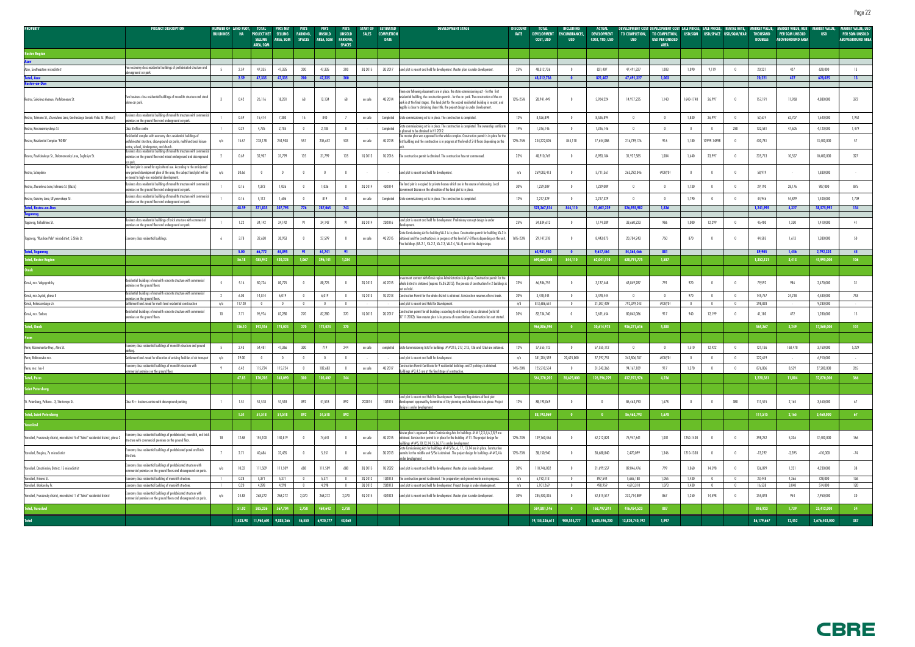| PROPERTY | PROJECT DESCRIPTION | NUMBER OF BUILDINGS | LAND PLOT, HA | TOTAL PROJECT NET SELLING AREA, SQM | PIKS NET SELLING AREA, SQM | PIK'S PARKING, SPACES | PIK'S UNSOLD AREA, SQM | PIK'S UNSOLD PARKING, SPACES | START OF SALES | ESTIMATED COMPLETION DATE | DEVELOPMENT STAGE | DISCOUNT RATE | TOTAL DEVELOPMENT COST, USD | INCLUDING ENCUMBRANCES, USD | ACTUAL DEVELOPMENT COST, YTD, USD | DEVELOPMENT COST TO COMPLETION, USD | DEVELOPMENT COST TO COMPLETION, USD PER UNSOLD AREA | SALE PRICES, USD/SQM | SALE PRICES, USD/SPACE | RENTAL RATE, USD/SQM/YEAR | MARKET VALUE, THOUSAND ROUBLES | MARKET VALUE, RUB PER SQM UNSOLD ABOVEGROUND AREA | MARKET VALUE, USD | MARKET VALUE, USD PER SQM UNSOLD ABOVEGROUND AREA |
|---|---|---|---|---|---|---|---|---|---|---|---|---|---|---|---|---|---|---|---|---|---|---|---|---|
| **Rostov Region** | | | | | | | | | | | | | | | | | | | | | | | | |
| **Azov** | | | | | | | | | | | | | | | | | | | | | | | | |
| Azov, Southeastern microdistrict | Four economy class residential buildings of prefabricated structure and aboveground car park | 5 | 2.59 | 47,335 | 47,335 | 200 | 47,335 | 200 | 3Q 2015 | 3Q 2017 | Land plot is vacant and hold for development. Master plan is under development. | 25% | 48,312,736 | 0 | 821,407 | 47,491,327 | 1,003 | 1,090 | 9,119 | 0 | 20,221 | 427 | 628,000 | 13 |
| **Total, Azov** | | | **2.59** | **47,335** | **47,335** | **200** | **47,335** | **200** | | | | | **48,312,736** | **0** | **821,407** | **47,491,327** | **1,003** | | | | **20,221** | **427** | **628,025** | **13** |
| **Rostov-on-Don** | | | | | | | | | | | | | | | | | | | | | | | | |
| Rostov, Sokolova Avenue, Varfolomeeva St. | Two business class residential buildings of monolith structure and stand alone car park | 3 | 0.42 | 26,116 | 18,281 | 68 | 13,134 | 68 | on sale | 4Q 2014 | There are following documents are in place: the state commissioning act - for the first residential building, the construction permit - for the car park. The construction of the car park is at the final stages. The land plot for the second residential building is vacant, and legally is close to obtaining clean title, the project design is under development. | 12%-25% | 20,941,449 | 0 | 5,964,224 | 14,977,225 | 1,140 | 1640-1740 | 26,997 | 0 | 157,191 | 11,968 | 4,880,000 | 372 |
| Rostov, Tolmacheva St., Zhuravleva Lane, Gvardeyskaya Lane, Gorodo Volos St. (Phase I) | Business class residential building of monolith structure with commercial premises on the ground floor and underground car park. | 1 | 0.59 | 15,414 | 7,380 | 16 | 840 | 7 | on sale | Completed | State commissioning act is in place. The construction is completed. | 12% | 8,526,894 | 0 | 8,526,894 | 0 | 0 | 1,830 | 26,997 | 0 | 52,674 | 62,707 | 1,640,000 | 1,952 |
| Rostov, Krasnoarmeyskaya St. | Class B office centre | 1 | 0.24 | 4,735 | 2,785 | 0 | 2,785 | 0 | - | Completed | State commissioning act is in place. The construction is completed. The ownership certificate is planned to be obtained in H1 2012. | 14% | 1,316,146 | 0 | 1,316,146 | 0 | 0 | 0 | 0 | 288 | 132,581 | 47,605 | 4,120,000 | 1,479 |
| Rostov, Residential Complex "NORD" | Residential complex with economy class residential buildings of prefabricated structure, aboveground car parks, multifunctional leisure centre, school, kindergarten, and church. | n/a | 15.67 | 278,178 | 244,908 | 557 | 236,652 | 533 | on sale | 4Q 2018 | The master plan was approved for the whole complex. Construction permit is in place for the first building and the construction is in progress at the level of 2-8 floors depending on the unit. | 12%-25% | 234,222,805 | 844,110 | 17,654,086 | 216,739,126 | 916 | 1,180 | 10999-14898 | 0 | 430,781 | - | 13,400,000 | 57 |
| Rostov, Pushkinskaya St., Dolomanovsky Lane, Bogdaniya St. | Business class residential building of monolith structure with commercial premises on the ground floor and mixed underground and aboveground car park. | 2 | 0.69 | 32,907 | 31,799 | 135 | 31,799 | 135 | 1Q 2013 | 1Q 2016 | The construction permit is obtained. The construction has not commenced. | 23% | 40,910,769 | 0 | 8,983,184 | 31,927,585 | 1,004 | 1,640 | 23,997 | 0 | 335,713 | 10,557 | 10,400,000 | 327 |
| Rostov, Schepkino | The land plot is zoned for agricultural use. According to the anticipated new general development plan of the area, the subject land plot will be re-zoned to high-rise residential development. | n/a | 30.66 | 0 | 0 | 0 | 0 | 0 | - | - | Land plot is vacant and hold for development. | n/a | 269,003,413 | 0 | 5,711,367 | 263,292,046 | #DIV/0! | 0 | 0 | 0 | 58,919 | - | 1,830,000 | - |
| Rostov, Zhuravleva Lane,Tolmacheva St. (Basis) | Business class residential building of monolith structure with commercial premises on the ground floor and underground car park. | 1 | 0.16 | 9,373 | 1,036 | 0 | 1,036 | 0 | 2Q 2014 | 4Q 2014 | The land plot is occupied by private houses which are in the course of rehousing. Local Government Decree on the allocation of the land plot is in place. | 30% | 1,229,009 | 0 | 1,229,009 | 0 | 0 | 1,730 | 0 | 0 | 29,190 | 28,176 | 907,000 | 875 |
| Rostov, Gazetny Lane, Ul'yanovskaya St. | Business class residential building of monolith structure with commercial premises on the ground floor and underground car park. | 1 | 0.16 | 5,112 | 1,606 | 0 | 819 | 0 | on sale | Completed | State commissioning act is in place. The construction is completed. | 12% | 2,217,329 | 0 | 2,217,329 | 0 | 0 | 1,790 | 0 | 0 | 44,946 | 54,879 | 1,400,000 | 1,709 |
| **Total, Rostov-on-Don** | | | **48.59** | **371,835** | **307,795** | **776** | **287,065** | **743** | | | | | **578,367,814** | **844,110** | **51,602,239** | **526,935,982** | **1,836** | | | | **1,241,995** | **4,327** | **38,575,992** | **134** |
| **Taganrog** | | | | | | | | | | | | | | | | | | | | | | | | |
| Taganrog, Tolbukhina St. | Business class residential building of brick structure with commercial premises on the ground floor and underground car park. | 1 | 1.22 | 34,142 | 34,142 | 91 | 34,142 | 91 | 3Q 2014 | 2Q 2016 | Land plot is vacant and hold for development. Preliminary concept design is under development. | 25% | 34,834,612 | 0 | 1,174,389 | 33,660,223 | 986 | 1,000 | 12,299 | 0 | 45,400 | 1,330 | 1,410,000 | 41 |
| Taganrog, "Russkoe Pole" microdistrict, 5 Shila St. | Economy class residential buildings. | 6 | 3.78 | 32,630 | 30,953 | 0 | 27,599 | 0 | on sale | 4Q 2015 | State Comissioning Act for building VA-1 is in place. Construction permit for building VA-3 is obtained and the construction is in progress at the level of 7-8 floors depending on the unit. Five buildings (VA-2.1, VA-2.2, VA-2.3, VA-2.4, VA-4) are at the design stage. | 16%-23% | 29,147,318 | 0 | 8,443,075 | 20,704,243 | 750 | 870 | 0 | 0 | 44,505 | 1,613 | 1,380,000 | 50 |
| **Total, Taganrog** | | | **5.00** | **66,772** | **65,095** | **91** | **61,741** | **91** | | | | | **63,981,930** | **0** | **9,617,464** | **54,364,466** | **881** | | | | **89,905** | **1,456** | **2,792,324** | **45** |
| **Total, Rostov Region** | | | **56.18** | **485,942** | **420,225** | **1,067** | **396,141** | **1,034** | | | | | **690,662,480** | **844,110** | **62,041,110** | **628,791,775** | **1,587** | | | | **1,352,121** | **3,413** | **41,995,000** | **106** |
| **Omsk** | | | | | | | | | | | | | | | | | | | | | | | | |
| Omsk, mcr. Volgogradsky | Residential buildings of monolith concrete structure with commercial premises on the ground floors | 5 | 5.16 | 80,726 | 80,725 | 0 | 80,725 | 0 | 3Q 2013 | 4Q 2015 | Investment contract with Omsk region Administration is in place. Construction permit for the whole district is obtained (expires 15.05.2012). The process of construction for 2 buildings is put on hold. | 23% | 66,986,755 | 0 | 3,137,468 | 63,849,287 | 791 | 920 | 0 | 0 | 79,592 | 986 | 2,470,000 | 31 |
| Omsk, mcr Crystal, phase II | Residential buildings of monolith concrete structure with commercial premises on the ground floors | 2 | 6.03 | 14,814 | 6,019 | 0 | 6,019 | 0 | 1Q 2013 | 1Q 2013 | Construction Permit for the whole district is obtained. Construction reserves after a break. | 20% | 3,478,444 | 0 | 3,478,444 | 0 | 0 | 970 | 0 | 0 | 145,767 | 24,218 | 4,530,000 | 753 |
| Omsk, Rokossovskogo str. | Settlement land zoned for multi-level residential construction | n/a | 117.20 | 0 | 0 | 0 | 0 | 0 | - | - | Land plot is vacant and Held for Development. | n/a | 813,686,651 | 0 | 21,307,409 | 792,379,243 | #DIV/0! | 0 | 0 | 0 | 298,828 | - | 9,280,000 | - |
| Omsk, mcr. Sadovy | Residential buildings of monolith concrete structure with commercial premises on the ground floors | 10 | 7.71 | 96,976 | 87,280 | 270 | 87,280 | 270 | 1Q 2013 | 2Q 2017 | Construction permit for all buildings according to old master plan is obtained (valid till 07.11.2012). New master plan is in process of reconciliation. Construction has not started. | 30% | 82,734,740 | 0 | 2,691,654 | 80,043,086 | 917 | 940 | 12,199 | 0 | 41,180 | 472 | 1,280,000 | 15 |
| **Total, Omsk** | | | **136.10** | **192,516** | **174,024** | **270** | **174,024** | **270** | | | | | **966,886,590** | **0** | **30,614,975** | **936,271,616** | **5,380** | | | | **565,367** | **3,249** | **17,560,000** | **101** |
| **Perm** | | | | | | | | | | | | | | | | | | | | | | | | |
| Perm, Kosmonavtov Hwy., Jlira St. | Economy class residential buildings of monolith structure and ground parking. | 5 | 2.43 | 54,481 | 47,366 | 300 | 719 | 244 | on sale | completed | State Commissioning Acts for buildings ## 215, 217, 213, 136 and 136A are obtained. | 12% | 57,555,112 | 0 | 57,555,112 | 0 | 0 | 1,510 | 12,422 | 0 | 121,136 | 168,478 | 3,760,000 | 5,229 |
| Perm, Bakharevka mcr. | Settlement land zoned for allocation of existing facilities of air transport | n/a | 39.00 | 0 | 0 | 0 | 0 | 0 | - | - | Land plot is vacant and hold for development. | n/a | 281,204,539 | 20,625,800 | 37,397,751 | 243,806,787 | #DIV/0! | 0 | 0 | 0 | 222,619 | - | 6,910,000 | - |
| Perm, mcr. Ivа-1 | Economy class residential buildings of monolith structure with commercial premises on the ground floor. | 9 | 6.42 | 115,724 | 115,724 | 0 | 102,683 | 0 | on sale | 4Q 2017 | Construction Permit for 9 residential buildings and 2 parkings is obtained. Buildings #3,4,5 are at the final stage of construction. | 14%-20% | 125,510,554 | 0 | 31,343,366 | 94,167,189 | 917 | 1,370 | 0 | 0 | 876,806 | 8,539 | 27,200,000 | 265 |
| **Total, Perm** | | | **47.85** | **170,205** | **163,090** | **300** | **103,402** | **244** | | | | | **564,270,205** | **20,625,800** | **126,296,229** | **437,973,976** | **4,236** | | | | **1,220,561** | **11,804** | **37,870,000** | **366** |
| **Saint Petersburg** | | | | | | | | | | | | | | | | | | | | | | | | |
| St. Petersburg, Pulkovo - 3, Startovaya St. | Class B + business centre with aboveground parking | 1 | 1.51 | 51,518 | 51,518 | 892 | 51,518 | 892 | 2Q2015 | 1Q2015 | Land plot is vacant and Held for Development. Temporary Regulations of land plot development approved by Committee of City planning and Architecture is in place. Project design is under development. | 12% | 88,193,069 | 0 | 0 | 86,463,793 | 1,678 | 0 | 0 | 380 | 111,515 | 2,165 | 3,460,000 | 67 |
| **Total, Saint Petersburg** | | | **1.51** | **51,518** | **51,518** | **892** | **51,518** | **892** | | | | | **88,193,069** | **0** | **0** | **86,463,793** | **1,678** | | | | **111,515** | **2,165** | **3,460,000** | **67** |
| **Yaroslavl** | | | | | | | | | | | | | | | | | | | | | | | | |
| Yaroslavl, Frunzensky district, microdistrict 5 of "Sokol" residential district, phase 2 | Economy class residential buildings of prefabricated, monolith, and brick structure with commercial premises on the ground floor. | 18 | 12.68 | 155,100 | 148,819 | 0 | 74,641 | 0 | on sale | 4Q 2015 | Master plan is approved. State Comissioning Acts for buildings ## 1,2,3,4,6,7,8,9 are obtained. Construction permit is in place for the buildings # 11. The project design for buildings ## 5,10,12,14,15,16,17 is under development. | 12%-23% | 139,160,466 | 0 | 62,212,824 | 76,947,641 | 1,031 | 1250-1400 | 0 | 0 | 398,252 | 5,336 | 12,400,000 | 166 |
| Yaroslavl, Bragino, 7a microdistrict | Economy class residential buildings of prefabricated panel and brick structure. | 7 | 2.71 | 40,686 | 37,435 | 0 | 5,551 | 0 | on sale | 3Q 2013 | State Comissioning Acts for buildings ## 5/5a, 6, 12, 13,14 are in place. Construction permits for the middle unit 5/5a is obtained. The project design for buildings ## 2,4 is under development. | 12%-23% | 38,150,940 | 0 | 30,680,840 | 7,470,099 | 1,346 | 1210-1330 | 0 | 0 | -13,292 | -2,395 | -410,000 | -74 |
| Yaroslavl, Dzerzhinsky District, 15 microdistrict | Economy class residential buildings of prefabricated structure with commercial premises on the ground floors and aboveground car parks. | n/a | 10.32 | 111,509 | 111,509 | 688 | 111,509 | 688 | 3Q 2015 | 1Q 2022 | Land plot is vacant and hold for development. Master plan is under development. | 30% | 110,746,032 | 0 | 21,699,557 | 89,046,476 | 799 | 1,060 | 14,598 | 0 | 136,099 | 1,221 | 4,230,000 | 38 |
| Yaroslavl, Nevnoe St. | Economy class residential building of monolith structure. | 1 | 0.28 | 5,371 | 5,371 | 0 | 5,371 | 0 | 3Q 2012 | 1Q 2013 | The construction permit is obtained. The preparatory and ground works are in progress. | n/a | 6,193,113 | 0 | 897,514 | 5,665,188 | 1,055 | 1,430 | 0 | 0 | 23,448 | 4,366 | 728,000 | 136 |
| Yaroslavl, Vlaskovsky Pr. | Economy class residential building of monolith structure. | 1 | 0.20 | 4,298 | 4,298 | 0 | 4,298 | 0 | 3Q 2012 | 2Q 2013 | Land plot is vacant and hold for development. Project design is under development. | n/a | 5,101,269 | 0 | 490,959 | 4,610,310 | 1,073 | 1,430 | 0 | 0 | 16,538 | 3,848 | 514,000 | 120 |
| Yaroslavl, Frunzensky district, microdistrict 1 of "Sokol" residential district | Economy class residential buildings of prefabricated structure with commercial premises on the ground floors and aboveground car parks. | n/a | 24.83 | 268,272 | 268,272 | 2,070 | 268,272 | 2,070 | 4Q 2015 | 4Q 2023 | Land plot is vacant and hold for development. Master plan is under development. | 30% | 285,530,326 | 0 | 52,815,517 | 232,714,809 | 867 | 1,250 | 14,598 | 0 | 255,878 | 954 | 7,950,000 | 30 |
| **Total, Yaroslavl** | | | **51.02** | **585,236** | **567,704** | **2,758** | **469,642** | **2,758** | | | | | **584,881,146** | **0** | **168,797,241** | **416,454,523** | **887** | | | | **816,923** | **1,739** | **25,412,000** | **54** |
| **Total** | | | **1,523.90** | **11,961,601** | **9,885,266** | **46,550** | **6,920,777** | **43,060** | | | | | **19,155,336,611** | **900,554,777** | **5,685,496,200** | **13,820,740,192** | **1,997** | | | | **86,179,667** | **12,452** | **2,676,402,000** | **387** |